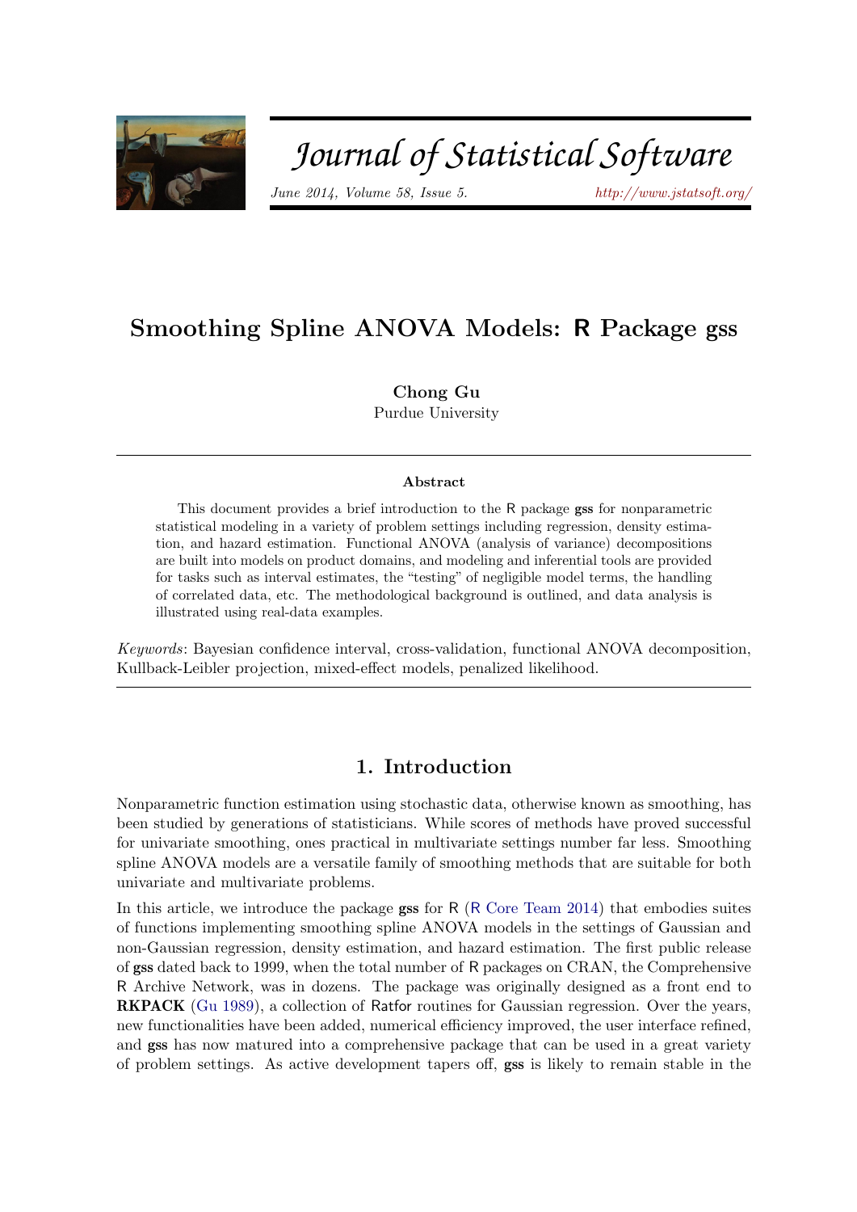# Smoothing Spline ANOVA Models: R Package gss

**Chong Gu**
Purdue University

### Abstract

This document provides a brief introduction to the R package **gss** for nonparametric statistical modeling in a variety of problem settings including regression, density estimation, and hazard estimation. Functional ANOVA (analysis of variance) decompositions are built into models on product domains, and modeling and inferential tools are provided for tasks such as interval estimates, the "testing" of negligible model terms, the handling of correlated data, etc. The methodological background is outlined, and data analysis is illustrated using real-data examples.

*Keywords*: Bayesian confidence interval, cross-validation, functional ANOVA decomposition, Kullback-Leibler projection, mixed-effect models, penalized likelihood.

## 1. Introduction

Nonparametric function estimation using stochastic data, otherwise known as smoothing, has been studied by generations of statisticians. While scores of methods have proved successful for univariate smoothing, ones practical in multivariate settings number far less. Smoothing spline ANOVA models are a versatile family of smoothing methods that are suitable for both univariate and multivariate problems.

In this article, we introduce the package **gss** for R (R Core Team 2014) that embodies suites of functions implementing smoothing spline ANOVA models in the settings of Gaussian and non-Gaussian regression, density estimation, and hazard estimation. The first public release of **gss** dated back to 1999, when the total number of R packages on CRAN, the Comprehensive R Archive Network, was in dozens. The package was originally designed as a front end to **RKPACK** (Gu 1989), a collection of Ratfor routines for Gaussian regression. Over the years, new functionalities have been added, numerical efficiency improved, the user interface refined, and **gss** has now matured into a comprehensive package that can be used in a great variety of problem settings. As active development tapers off, **gss** is likely to remain stable in the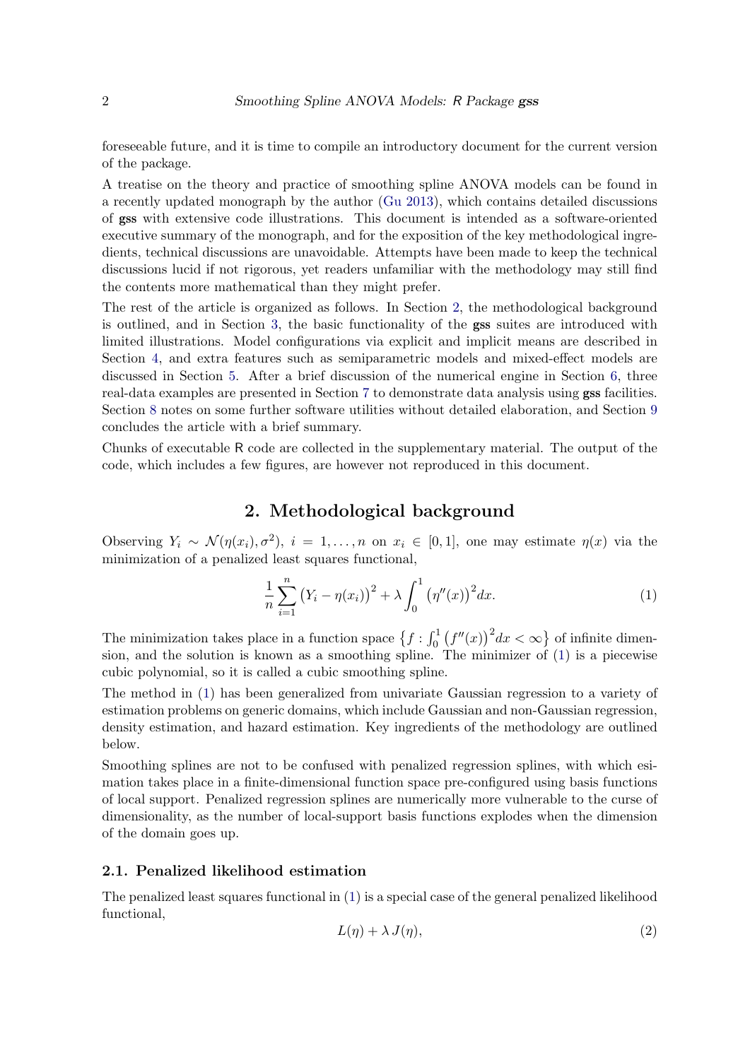foreseeable future, and it is time to compile an introductory document for the current version of the package.

A treatise on the theory and practice of smoothing spline ANOVA models can be found in a recently updated monograph by the author (Gu 2013), which contains detailed discussions of **gss** with extensive code illustrations. This document is intended as a software-oriented executive summary of the monograph, and for the exposition of the key methodological ingredients, technical discussions are unavoidable. Attempts have been made to keep the technical discussions lucid if not rigorous, yet readers unfamiliar with the methodology may still find the contents more mathematical than they might prefer.

The rest of the article is organized as follows. In Section 2, the methodological background is outlined, and in Section 3, the basic functionality of the **gss** suites are introduced with limited illustrations. Model configurations via explicit and implicit means are described in Section 4, and extra features such as semiparametric models and mixed-effect models are discussed in Section 5. After a brief discussion of the numerical engine in Section 6, three real-data examples are presented in Section 7 to demonstrate data analysis using **gss** facilities. Section 8 notes on some further software utilities without detailed elaboration, and Section 9 concludes the article with a brief summary.

Chunks of executable R code are collected in the supplementary material. The output of the code, which includes a few figures, are however not reproduced in this document.

## 2. Methodological background

Observing $Y_i \sim \mathcal{N}(\eta(x_i), \sigma^2)$, $i = 1, \ldots, n$ on $x_i \in [0, 1]$, one may estimate $\eta(x)$ via the minimization of a penalized least squares functional,

$$\frac{1}{n}\sum_{i=1}^{n}\big(Y_i - \eta(x_i)\big)^2 + \lambda \int_0^1 \big(\eta''(x)\big)^2 dx. \tag{1}$$

The minimization takes place in a function space $\big\{f : \int_0^1 \big(f''(x)\big)^2 dx < \infty\big\}$ of infinite dimension, and the solution is known as a smoothing spline. The minimizer of (1) is a piecewise cubic polynomial, so it is called a cubic smoothing spline.

The method in (1) has been generalized from univariate Gaussian regression to a variety of estimation problems on generic domains, which include Gaussian and non-Gaussian regression, density estimation, and hazard estimation. Key ingredients of the methodology are outlined below.

Smoothing splines are not to be confused with penalized regression splines, with which esimation takes place in a finite-dimensional function space pre-configured using basis functions of local support. Penalized regression splines are numerically more vulnerable to the curse of dimensionality, as the number of local-support basis functions explodes when the dimension of the domain goes up.

### 2.1. Penalized likelihood estimation

The penalized least squares functional in (1) is a special case of the general penalized likelihood functional,

$$L(\eta) + \lambda\, J(\eta), \tag{2}$$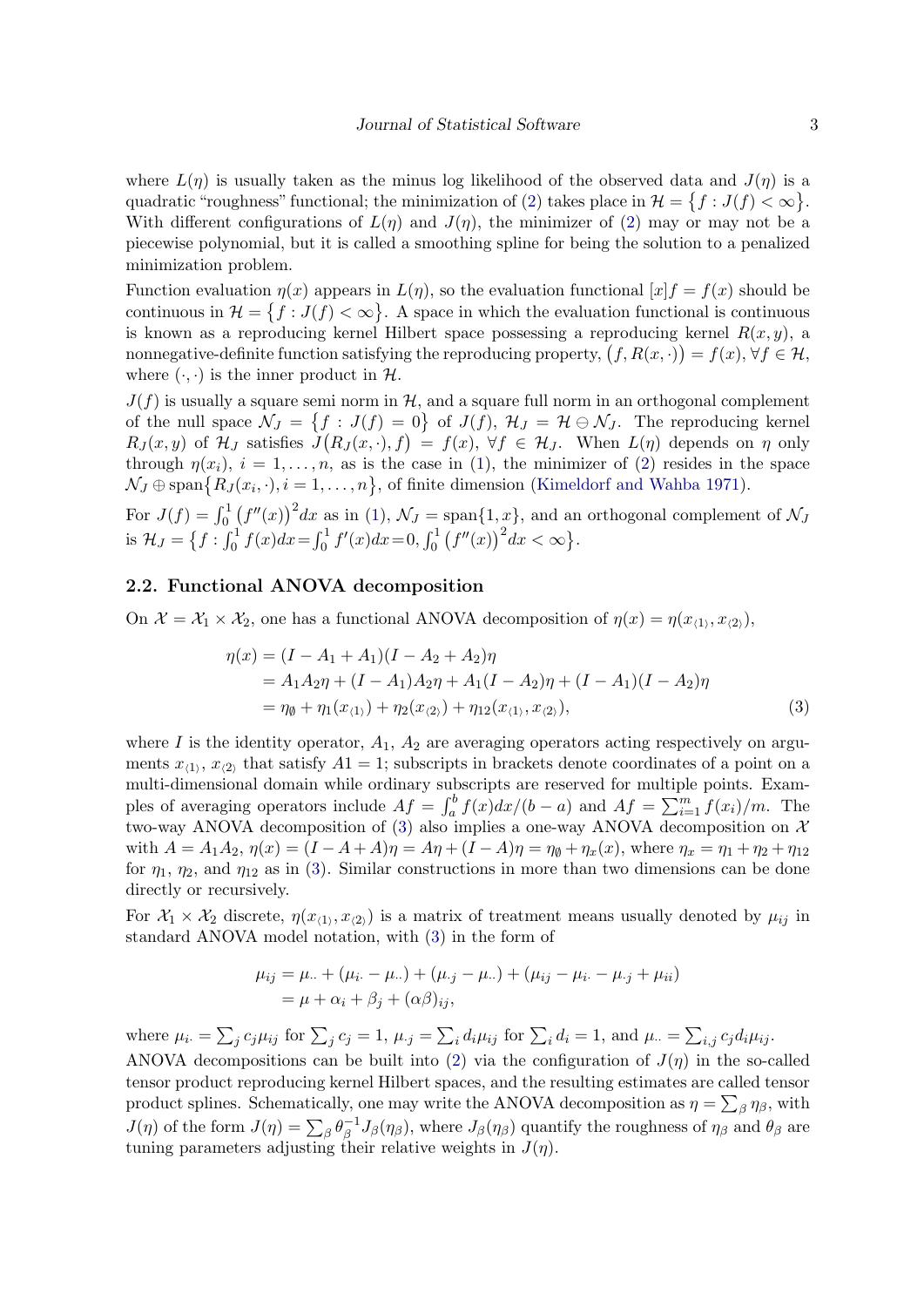where $L(\eta)$ is usually taken as the minus log likelihood of the observed data and $J(\eta)$ is a quadratic "roughness" functional; the minimization of (2) takes place in $\mathcal{H} = \{f : J(f) < \infty\}$. With different configurations of $L(\eta)$ and $J(\eta)$, the minimizer of (2) may or may not be a piecewise polynomial, but it is called a smoothing spline for being the solution to a penalized minimization problem.

Function evaluation $\eta(x)$ appears in $L(\eta)$, so the evaluation functional $[x]f = f(x)$ should be continuous in $\mathcal{H} = \{f : J(f) < \infty\}$. A space in which the evaluation functional is continuous is known as a reproducing kernel Hilbert space possessing a reproducing kernel $R(x, y)$, a nonnegative-definite function satisfying the reproducing property, $(f, R(x, \cdot)) = f(x), \forall f \in \mathcal{H}$, where $(\cdot, \cdot)$ is the inner product in $\mathcal{H}$.

$J(f)$ is usually a square semi norm in $\mathcal{H}$, and a square full norm in an orthogonal complement of the null space $\mathcal{N}_J = \{f : J(f) = 0\}$ of $J(f)$, $\mathcal{H}_J = \mathcal{H} \ominus \mathcal{N}_J$. The reproducing kernel $R_J(x, y)$ of $\mathcal{H}_J$ satisfies $J(R_J(x, \cdot), f) = f(x)$, $\forall f \in \mathcal{H}_J$. When $L(\eta)$ depends on $\eta$ only through $\eta(x_i)$, $i = 1, \ldots, n$, as is the case in (1), the minimizer of (2) resides in the space $\mathcal{N}_J \oplus \mathrm{span}\{R_J(x_i, \cdot), i = 1, \ldots, n\}$, of finite dimension (Kimeldorf and Wahba 1971).

For $J(f) = \int_0^1 (f''(x))^2 dx$ as in (1), $\mathcal{N}_J = \mathrm{span}\{1, x\}$, and an orthogonal complement of $\mathcal{N}_J$ is $\mathcal{H}_J = \{f : \int_0^1 f(x)dx = \int_0^1 f'(x)dx = 0, \int_0^1 (f''(x))^2 dx < \infty\}$.

## 2.2. Functional ANOVA decomposition

On $\mathcal{X} = \mathcal{X}_1 \times \mathcal{X}_2$, one has a functional ANOVA decomposition of $\eta(x) = \eta(x_{\langle 1 \rangle}, x_{\langle 2 \rangle})$,

$$
\begin{aligned}
\eta(x) &= (I - A_1 + A_1)(I - A_2 + A_2)\eta \\
&= A_1 A_2 \eta + (I - A_1) A_2 \eta + A_1 (I - A_2)\eta + (I - A_1)(I - A_2)\eta \\
&= \eta_\emptyset + \eta_1(x_{\langle 1 \rangle}) + \eta_2(x_{\langle 2 \rangle}) + \eta_{12}(x_{\langle 1 \rangle}, x_{\langle 2 \rangle}),
\end{aligned} \tag{3}
$$

where $I$ is the identity operator, $A_1$, $A_2$ are averaging operators acting respectively on arguments $x_{\langle 1 \rangle}$, $x_{\langle 2 \rangle}$ that satisfy $A1 = 1$; subscripts in brackets denote coordinates of a point on a multi-dimensional domain while ordinary subscripts are reserved for multiple points. Examples of averaging operators include $Af = \int_a^b f(x)dx/(b - a)$ and $Af = \sum_{i=1}^m f(x_i)/m$. The two-way ANOVA decomposition of (3) also implies a one-way ANOVA decomposition on $\mathcal{X}$ with $A = A_1 A_2$, $\eta(x) = (I - A + A)\eta = A\eta + (I - A)\eta = \eta_\emptyset + \eta_x(x)$, where $\eta_x = \eta_1 + \eta_2 + \eta_{12}$ for $\eta_1$, $\eta_2$, and $\eta_{12}$ as in (3). Similar constructions in more than two dimensions can be done directly or recursively.

For $\mathcal{X}_1 \times \mathcal{X}_2$ discrete, $\eta(x_{\langle 1 \rangle}, x_{\langle 2 \rangle})$ is a matrix of treatment means usually denoted by $\mu_{ij}$ in standard ANOVA model notation, with (3) in the form of

$$
\begin{aligned}
\mu_{ij} &= \mu_{\cdot\cdot} + (\mu_{i\cdot} - \mu_{\cdot\cdot}) + (\mu_{\cdot j} - \mu_{\cdot\cdot}) + (\mu_{ij} - \mu_{i\cdot} - \mu_{\cdot j} + \mu_{ii}) \\
&= \mu + \alpha_i + \beta_j + (\alpha\beta)_{ij},
\end{aligned}
$$

where $\mu_{i\cdot} = \sum_j c_j \mu_{ij}$ for $\sum_j c_j = 1$, $\mu_{\cdot j} = \sum_i d_i \mu_{ij}$ for $\sum_i d_i = 1$, and $\mu_{\cdot\cdot} = \sum_{i,j} c_j d_i \mu_{ij}$.

ANOVA decompositions can be built into (2) via the configuration of $J(\eta)$ in the so-called tensor product reproducing kernel Hilbert spaces, and the resulting estimates are called tensor product splines. Schematically, one may write the ANOVA decomposition as $\eta = \sum_\beta \eta_\beta$, with $J(\eta)$ of the form $J(\eta) = \sum_\beta \theta_\beta^{-1} J_\beta(\eta_\beta)$, where $J_\beta(\eta_\beta)$ quantify the roughness of $\eta_\beta$ and $\theta_\beta$ are tuning parameters adjusting their relative weights in $J(\eta)$.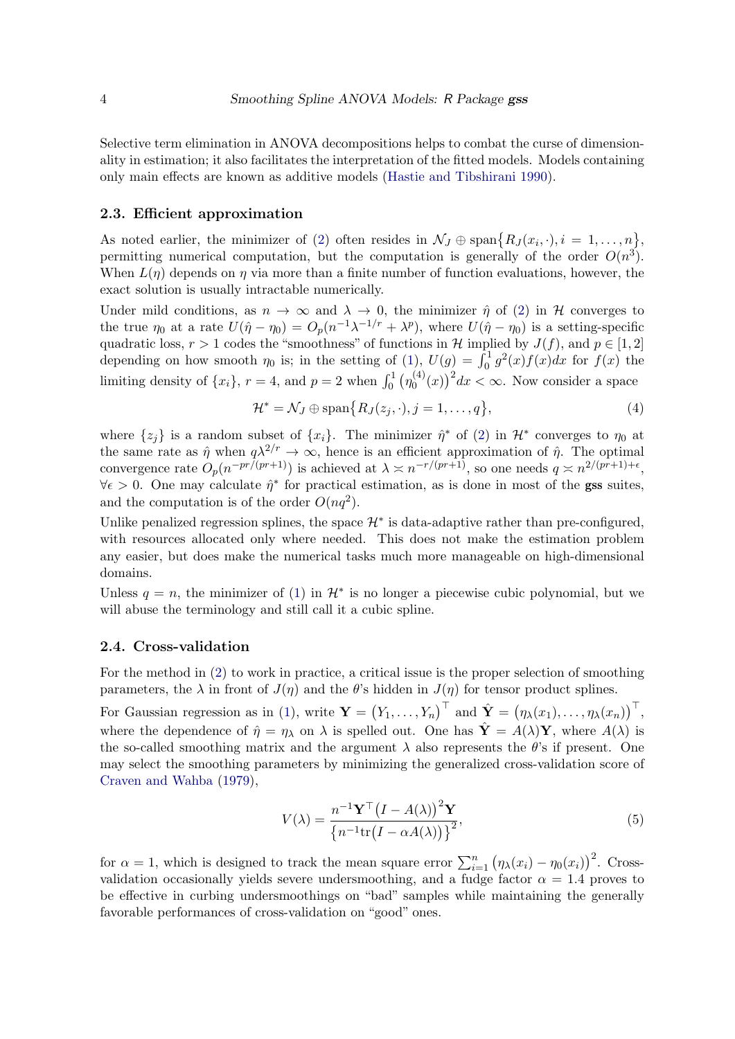Selective term elimination in ANOVA decompositions helps to combat the curse of dimensionality in estimation; it also facilitates the interpretation of the fitted models. Models containing only main effects are known as additive models (Hastie and Tibshirani 1990).

### 2.3. Efficient approximation

As noted earlier, the minimizer of (2) often resides in $\mathcal{N}_J \oplus \text{span}\{R_J(x_i, \cdot), i = 1, \ldots, n\}$, permitting numerical computation, but the computation is generally of the order $O(n^3)$. When $L(\eta)$ depends on $\eta$ via more than a finite number of function evaluations, however, the exact solution is usually intractable numerically.

Under mild conditions, as $n \to \infty$ and $\lambda \to 0$, the minimizer $\hat{\eta}$ of (2) in $\mathcal{H}$ converges to the true $\eta_0$ at a rate $U(\hat{\eta} - \eta_0) = O_p(n^{-1}\lambda^{-1/r} + \lambda^p)$, where $U(\hat{\eta} - \eta_0)$ is a setting-specific quadratic loss, $r > 1$ codes the "smoothness" of functions in $\mathcal{H}$ implied by $J(f)$, and $p \in [1, 2]$ depending on how smooth $\eta_0$ is; in the setting of (1), $U(g) = \int_0^1 g^2(x) f(x) dx$ for $f(x)$ the limiting density of $\{x_i\}$, $r = 4$, and $p = 2$ when $\int_0^1 \big(\eta_0^{(4)}(x)\big)^2 dx < \infty$. Now consider a space

$$\mathcal{H}^* = \mathcal{N}_J \oplus \text{span}\{R_J(z_j, \cdot), j = 1, \ldots, q\}, \tag{4}$$

where $\{z_j\}$ is a random subset of $\{x_i\}$. The minimizer $\hat{\eta}^*$ of (2) in $\mathcal{H}^*$ converges to $\eta_0$ at the same rate as $\hat{\eta}$ when $q\lambda^{2/r} \to \infty$, hence is an efficient approximation of $\hat{\eta}$. The optimal convergence rate $O_p(n^{-pr/(pr+1)})$ is achieved at $\lambda \asymp n^{-r/(pr+1)}$, so one needs $q \asymp n^{2/(pr+1)+\epsilon}$, $\forall \epsilon > 0$. One may calculate $\hat{\eta}^*$ for practical estimation, as is done in most of the **gss** suites, and the computation is of the order $O(nq^2)$.

Unlike penalized regression splines, the space $\mathcal{H}^*$ is data-adaptive rather than pre-configured, with resources allocated only where needed. This does not make the estimation problem any easier, but does make the numerical tasks much more manageable on high-dimensional domains.

Unless $q = n$, the minimizer of (1) in $\mathcal{H}^*$ is no longer a piecewise cubic polynomial, but we will abuse the terminology and still call it a cubic spline.

### 2.4. Cross-validation

For the method in (2) to work in practice, a critical issue is the proper selection of smoothing parameters, the $\lambda$ in front of $J(\eta)$ and the $\theta$'s hidden in $J(\eta)$ for tensor product splines.

For Gaussian regression as in (1), write $\mathbf{Y} = \big(Y_1, \ldots, Y_n\big)^\top$ and $\hat{\mathbf{Y}} = \big(\eta_\lambda(x_1), \ldots, \eta_\lambda(x_n)\big)^\top$, where the dependence of $\hat{\eta} = \eta_\lambda$ on $\lambda$ is spelled out. One has $\hat{\mathbf{Y}} = A(\lambda)\mathbf{Y}$, where $A(\lambda)$ is the so-called smoothing matrix and the argument $\lambda$ also represents the $\theta$'s if present. One may select the smoothing parameters by minimizing the generalized cross-validation score of Craven and Wahba (1979),

$$V(\lambda) = \frac{n^{-1}\mathbf{Y}^\top \big(I - A(\lambda)\big)^2 \mathbf{Y}}{\big\{n^{-1}\text{tr}\big(I - \alpha A(\lambda)\big)\big\}^2}, \tag{5}$$

for $\alpha = 1$, which is designed to track the mean square error $\sum_{i=1}^n \big(\eta_\lambda(x_i) - \eta_0(x_i)\big)^2$. Cross-validation occasionally yields severe undersmoothing, and a fudge factor $\alpha = 1.4$ proves to be effective in curbing undersmoothings on "bad" samples while maintaining the generally favorable performances of cross-validation on "good" ones.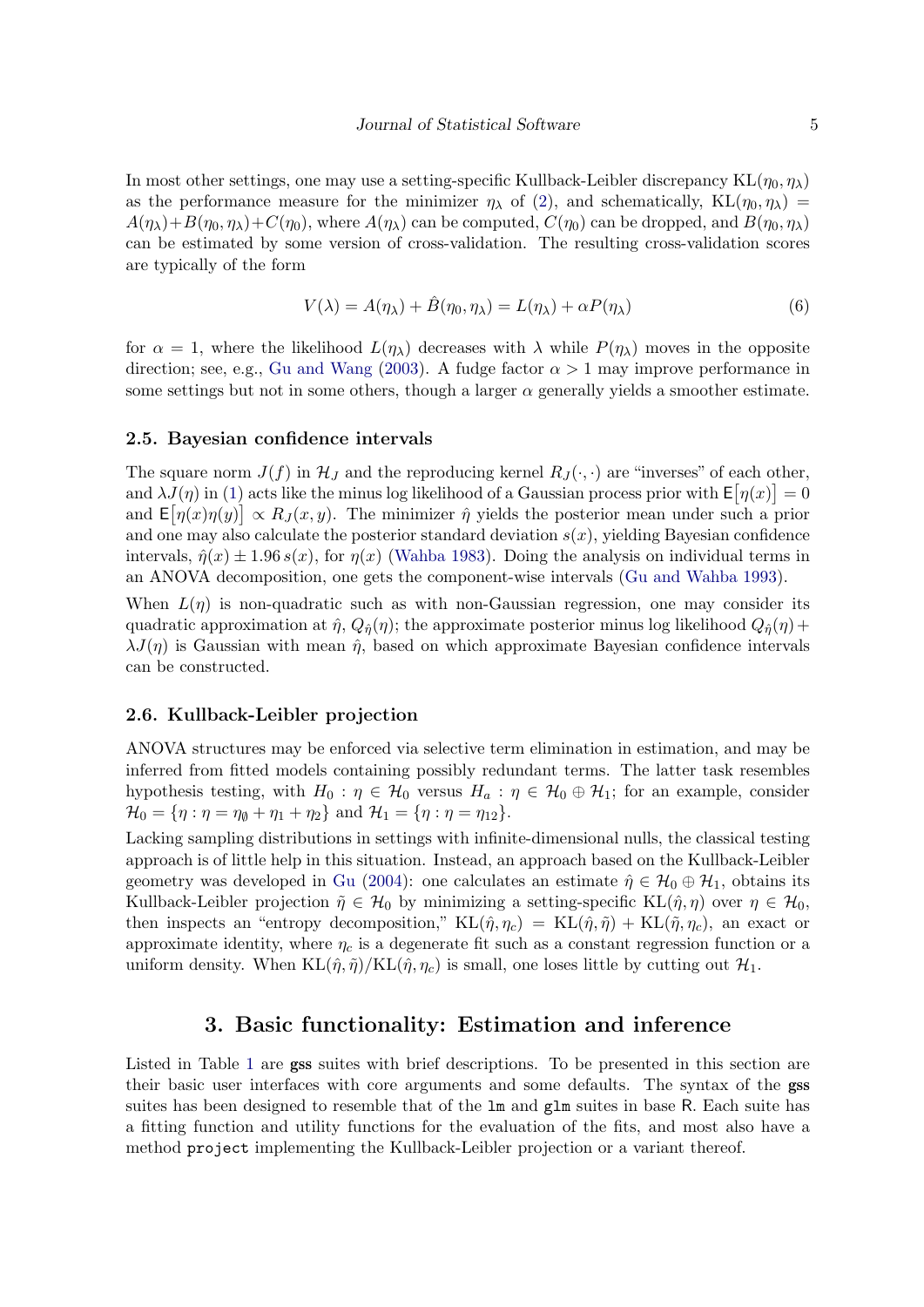In most other settings, one may use a setting-specific Kullback-Leibler discrepancy $\mathrm{KL}(\eta_0, \eta_\lambda)$ as the performance measure for the minimizer $\eta_\lambda$ of (2), and schematically, $\mathrm{KL}(\eta_0, \eta_\lambda) = A(\eta_\lambda) + B(\eta_0, \eta_\lambda) + C(\eta_0)$, where $A(\eta_\lambda)$ can be computed, $C(\eta_0)$ can be dropped, and $B(\eta_0, \eta_\lambda)$ can be estimated by some version of cross-validation. The resulting cross-validation scores are typically of the form

$$V(\lambda) = A(\eta_\lambda) + \hat{B}(\eta_0, \eta_\lambda) = L(\eta_\lambda) + \alpha P(\eta_\lambda) \tag{6}$$

for $\alpha = 1$, where the likelihood $L(\eta_\lambda)$ decreases with $\lambda$ while $P(\eta_\lambda)$ moves in the opposite direction; see, e.g., Gu and Wang (2003). A fudge factor $\alpha > 1$ may improve performance in some settings but not in some others, though a larger $\alpha$ generally yields a smoother estimate.

### 2.5. Bayesian confidence intervals

The square norm $J(f)$ in $\mathcal{H}_J$ and the reproducing kernel $R_J(\cdot, \cdot)$ are "inverses" of each other, and $\lambda J(\eta)$ in (1) acts like the minus log likelihood of a Gaussian process prior with $\mathsf{E}\big[\eta(x)\big] = 0$ and $\mathsf{E}\big[\eta(x)\eta(y)\big] \propto R_J(x, y)$. The minimizer $\hat{\eta}$ yields the posterior mean under such a prior and one may also calculate the posterior standard deviation $s(x)$, yielding Bayesian confidence intervals, $\hat{\eta}(x) \pm 1.96\, s(x)$, for $\eta(x)$ (Wahba 1983). Doing the analysis on individual terms in an ANOVA decomposition, one gets the component-wise intervals (Gu and Wahba 1993).

When $L(\eta)$ is non-quadratic such as with non-Gaussian regression, one may consider its quadratic approximation at $\hat{\eta}$, $Q_{\hat{\eta}}(\eta)$; the approximate posterior minus log likelihood $Q_{\hat{\eta}}(\eta) + \lambda J(\eta)$ is Gaussian with mean $\hat{\eta}$, based on which approximate Bayesian confidence intervals can be constructed.

### 2.6. Kullback-Leibler projection

ANOVA structures may be enforced via selective term elimination in estimation, and may be inferred from fitted models containing possibly redundant terms. The latter task resembles hypothesis testing, with $H_0 : \eta \in \mathcal{H}_0$ versus $H_a : \eta \in \mathcal{H}_0 \oplus \mathcal{H}_1$; for an example, consider $\mathcal{H}_0 = \{\eta : \eta = \eta_\emptyset + \eta_1 + \eta_2\}$ and $\mathcal{H}_1 = \{\eta : \eta = \eta_{12}\}$.

Lacking sampling distributions in settings with infinite-dimensional nulls, the classical testing approach is of little help in this situation. Instead, an approach based on the Kullback-Leibler geometry was developed in Gu (2004): one calculates an estimate $\hat{\eta} \in \mathcal{H}_0 \oplus \mathcal{H}_1$, obtains its Kullback-Leibler projection $\tilde{\eta} \in \mathcal{H}_0$ by minimizing a setting-specific $\mathrm{KL}(\hat{\eta}, \eta)$ over $\eta \in \mathcal{H}_0$, then inspects an "entropy decomposition," $\mathrm{KL}(\hat{\eta}, \eta_c) = \mathrm{KL}(\hat{\eta}, \tilde{\eta}) + \mathrm{KL}(\tilde{\eta}, \eta_c)$, an exact or approximate identity, where $\eta_c$ is a degenerate fit such as a constant regression function or a uniform density. When $\mathrm{KL}(\hat{\eta}, \tilde{\eta})/\mathrm{KL}(\hat{\eta}, \eta_c)$ is small, one loses little by cutting out $\mathcal{H}_1$.

## 3. Basic functionality: Estimation and inference

Listed in Table 1 are **gss** suites with brief descriptions. To be presented in this section are their basic user interfaces with core arguments and some defaults. The syntax of the **gss** suites has been designed to resemble that of the `lm` and `glm` suites in base R. Each suite has a fitting function and utility functions for the evaluation of the fits, and most also have a method `project` implementing the Kullback-Leibler projection or a variant thereof.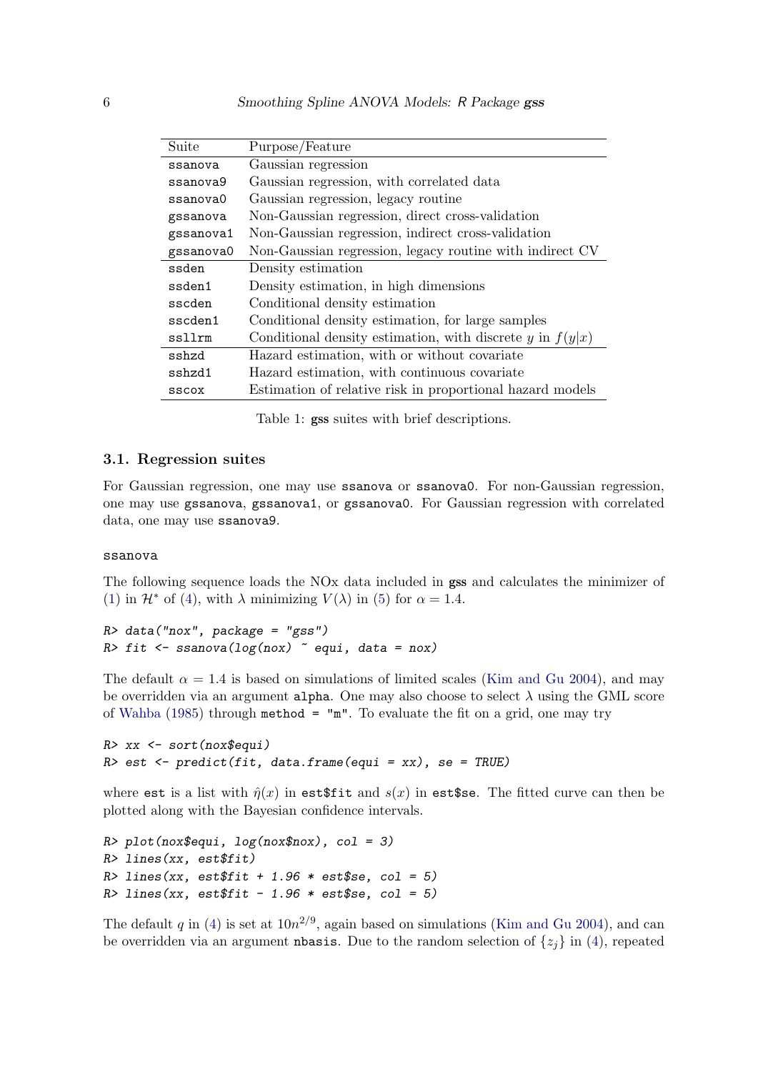| Suite | Purpose/Feature |
|---|---|
| `ssanova` | Gaussian regression |
| `ssanova9` | Gaussian regression, with correlated data |
| `ssanova0` | Gaussian regression, legacy routine |
| `gssanova` | Non-Gaussian regression, direct cross-validation |
| `gssanova1` | Non-Gaussian regression, indirect cross-validation |
| `gssanova0` | Non-Gaussian regression, legacy routine with indirect CV |
| `ssden` | Density estimation |
| `ssden1` | Density estimation, in high dimensions |
| `sscden` | Conditional density estimation |
| `sscden1` | Conditional density estimation, for large samples |
| `ssllrm` | Conditional density estimation, with discrete $y$ in $f(y\|x)$ |
| `sshzd` | Hazard estimation, with or without covariate |
| `sshzd1` | Hazard estimation, with continuous covariate |
| `sscox` | Estimation of relative risk in proportional hazard models |

Table 1: **gss** suites with brief descriptions.

### 3.1. Regression suites

For Gaussian regression, one may use `ssanova` or `ssanova0`. For non-Gaussian regression, one may use `gssanova`, `gssanova1`, or `gssanova0`. For Gaussian regression with correlated data, one may use `ssanova9`.

`ssanova`

The following sequence loads the NOx data included in **gss** and calculates the minimizer of (1) in $\mathcal{H}^*$ of (4), with $\lambda$ minimizing $V(\lambda)$ in (5) for $\alpha = 1.4$.

```
R> data("nox", package = "gss")
R> fit <- ssanova(log(nox) ~ equi, data = nox)
```

The default $\alpha = 1.4$ is based on simulations of limited scales (Kim and Gu 2004), and may be overridden via an argument `alpha`. One may also choose to select $\lambda$ using the GML score of Wahba (1985) through `method = "m"`. To evaluate the fit on a grid, one may try

```
R> xx <- sort(nox$equi)
R> est <- predict(fit, data.frame(equi = xx), se = TRUE)
```

where `est` is a list with $\hat{\eta}(x)$ in `est$fit` and $s(x)$ in `est$se`. The fitted curve can then be plotted along with the Bayesian confidence intervals.

```
R> plot(nox$equi, log(nox$nox), col = 3)
R> lines(xx, est$fit)
R> lines(xx, est$fit + 1.96 * est$se, col = 5)
R> lines(xx, est$fit - 1.96 * est$se, col = 5)
```

The default $q$ in (4) is set at $10n^{2/9}$, again based on simulations (Kim and Gu 2004), and can be overridden via an argument `nbasis`. Due to the random selection of $\{z_j\}$ in (4), repeated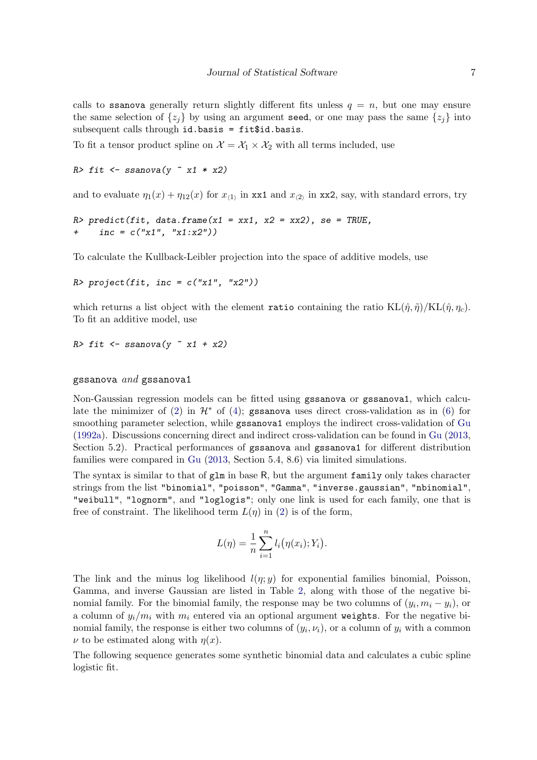calls to ssanova generally return slightly different fits unless $q = n$, but one may ensure the same selection of $\{z_j\}$ by using an argument seed, or one may pass the same $\{z_j\}$ into subsequent calls through id.basis = fit$id.basis.

To fit a tensor product spline on $\mathcal{X} = \mathcal{X}_1 \times \mathcal{X}_2$ with all terms included, use

```
R> fit <- ssanova(y ~ x1 * x2)
```

and to evaluate $\eta_1(x) + \eta_{12}(x)$ for $x_{\langle 1 \rangle}$ in xx1 and $x_{\langle 2 \rangle}$ in xx2, say, with standard errors, try

```
R> predict(fit, data.frame(x1 = xx1, x2 = xx2), se = TRUE,
+     inc = c("x1", "x1:x2"))
```

To calculate the Kullback-Leibler projection into the space of additive models, use

```
R> project(fit, inc = c("x1", "x2"))
```

which returns a list object with the element ratio containing the ratio $\mathrm{KL}(\hat{\eta}, \tilde{\eta})/\mathrm{KL}(\hat{\eta}, \eta_c)$. To fit an additive model, use

```
R> fit <- ssanova(y ~ x1 + x2)
```

### gssanova *and* gssanova1

Non-Gaussian regression models can be fitted using gssanova or gssanova1, which calculate the minimizer of (2) in $\mathcal{H}^*$ of (4); gssanova uses direct cross-validation as in (6) for smoothing parameter selection, while gssanova1 employs the indirect cross-validation of Gu (1992a). Discussions concerning direct and indirect cross-validation can be found in Gu (2013, Section 5.2). Practical performances of gssanova and gssanova1 for different distribution families were compared in Gu (2013, Section 5.4, 8.6) via limited simulations.

The syntax is similar to that of glm in base R, but the argument family only takes character strings from the list "binomial", "poisson", "Gamma", "inverse.gaussian", "nbinomial", "weibull", "lognorm", and "loglogis"; only one link is used for each family, one that is free of constraint. The likelihood term $L(\eta)$ in (2) is of the form,

$$L(\eta) = \frac{1}{n} \sum_{i=1}^{n} l_i\big(\eta(x_i); Y_i\big).$$

The link and the minus log likelihood $l(\eta; y)$ for exponential families binomial, Poisson, Gamma, and inverse Gaussian are listed in Table 2, along with those of the negative binomial family. For the binomial family, the response may be two columns of $(y_i, m_i - y_i)$, or a column of $y_i/m_i$ with $m_i$ entered via an optional argument weights. For the negative binomial family, the response is either two columns of $(y_i, \nu_i)$, or a column of $y_i$ with a common $\nu$ to be estimated along with $\eta(x)$.

The following sequence generates some synthetic binomial data and calculates a cubic spline logistic fit.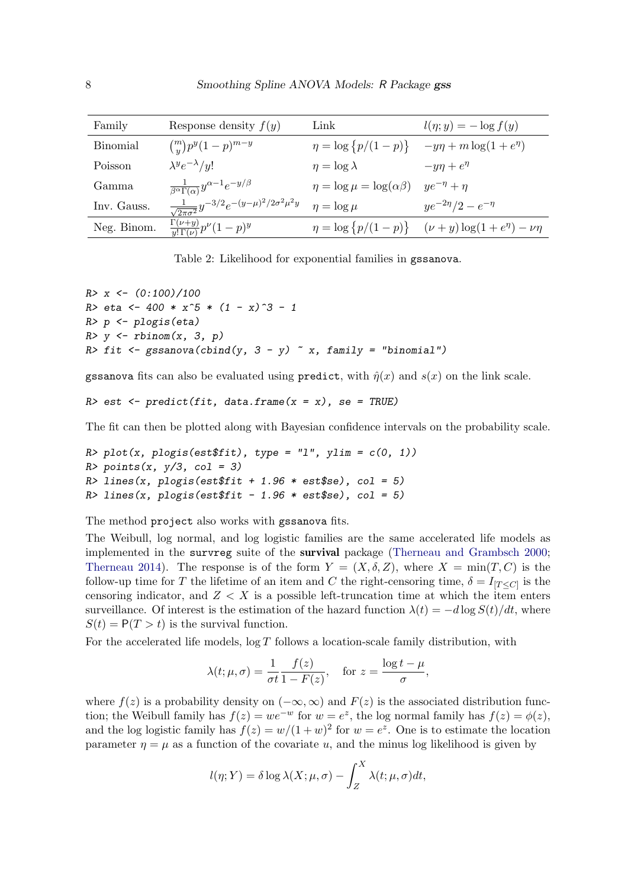| Family | Response density $f(y)$ | Link | $l(\eta; y) = -\log f(y)$ |
|---|---|---|---|
| Binomial | $\binom{m}{y} p^y (1-p)^{m-y}$ | $\eta = \log\{p/(1-p)\}$ | $-y\eta + m \log(1 + e^\eta)$ |
| Poisson | $\lambda^y e^{-\lambda}/y!$ | $\eta = \log \lambda$ | $-y\eta + e^\eta$ |
| Gamma | $\frac{1}{\beta^\alpha \Gamma(\alpha)} y^{\alpha-1} e^{-y/\beta}$ | $\eta = \log \mu = \log(\alpha\beta)$ | $ye^{-\eta} + \eta$ |
| Inv. Gauss. | $\frac{1}{\sqrt{2\pi\sigma^2}} y^{-3/2} e^{-(y-\mu)^2/2\sigma^2\mu^2 y}$ | $\eta = \log \mu$ | $ye^{-2\eta}/2 - e^{-\eta}$ |
| Neg. Binom. | $\frac{\Gamma(\nu+y)}{y!\Gamma(\nu)} p^\nu (1-p)^y$ | $\eta = \log\{p/(1-p)\}$ | $(\nu + y)\log(1 + e^\eta) - \nu\eta$ |

Table 2: Likelihood for exponential families in gssanova.

```
R> x <- (0:100)/100
R> eta <- 400 * x^5 * (1 - x)^3 - 1
R> p <- plogis(eta)
R> y <- rbinom(x, 3, p)
R> fit <- gssanova(cbind(y, 3 - y) ~ x, family = "binomial")
```

gssanova fits can also be evaluated using predict, with $\hat{\eta}(x)$ and $s(x)$ on the link scale.

```
R> est <- predict(fit, data.frame(x = x), se = TRUE)
```

The fit can then be plotted along with Bayesian confidence intervals on the probability scale.

```
R> plot(x, plogis(est$fit), type = "l", ylim = c(0, 1))
R> points(x, y/3, col = 3)
R> lines(x, plogis(est$fit + 1.96 * est$se), col = 5)
R> lines(x, plogis(est$fit - 1.96 * est$se), col = 5)
```

The method project also works with gssanova fits.

The Weibull, log normal, and log logistic families are the same accelerated life models as implemented in the survreg suite of the **survival** package (Therneau and Grambsch 2000; Therneau 2014). The response is of the form $Y = (X, \delta, Z)$, where $X = \min(T, C)$ is the follow-up time for $T$ the lifetime of an item and $C$ the right-censoring time, $\delta = I_{[T \le C]}$ is the censoring indicator, and $Z < X$ is a possible left-truncation time at which the item enters surveillance. Of interest is the estimation of the hazard function $\lambda(t) = -d \log S(t)/dt$, where $S(t) = \mathsf{P}(T > t)$ is the survival function.

For the accelerated life models, $\log T$ follows a location-scale family distribution, with

$$\lambda(t; \mu, \sigma) = \frac{1}{\sigma t} \frac{f(z)}{1 - F(z)}, \quad \text{for } z = \frac{\log t - \mu}{\sigma},$$

where $f(z)$ is a probability density on $(-\infty, \infty)$ and $F(z)$ is the associated distribution function; the Weibull family has $f(z) = we^{-w}$ for $w = e^z$, the log normal family has $f(z) = \phi(z)$, and the log logistic family has $f(z) = w/(1 + w)^2$ for $w = e^z$. One is to estimate the location parameter $\eta = \mu$ as a function of the covariate $u$, and the minus log likelihood is given by

$$l(\eta; Y) = \delta \log \lambda(X; \mu, \sigma) - \int_Z^X \lambda(t; \mu, \sigma) dt,$$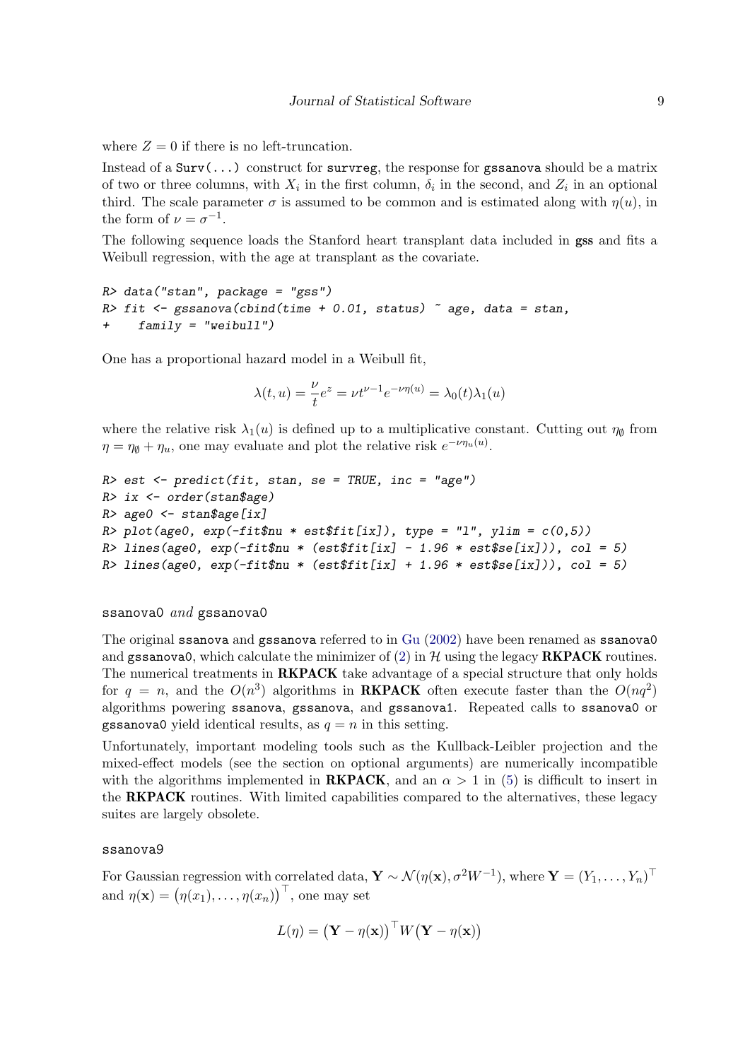where $Z = 0$ if there is no left-truncation.

Instead of a `Surv(...)` construct for `survreg`, the response for `gssanova` should be a matrix of two or three columns, with $X_i$ in the first column, $\delta_i$ in the second, and $Z_i$ in an optional third. The scale parameter $\sigma$ is assumed to be common and is estimated along with $\eta(u)$, in the form of $\nu = \sigma^{-1}$.

The following sequence loads the Stanford heart transplant data included in **gss** and fits a Weibull regression, with the age at transplant as the covariate.

```
R> data("stan", package = "gss")
R> fit <- gssanova(cbind(time + 0.01, status) ~ age, data = stan,
+    family = "weibull")
```

One has a proportional hazard model in a Weibull fit,

$$\lambda(t, u) = \frac{\nu}{t} e^z = \nu t^{\nu - 1} e^{-\nu \eta(u)} = \lambda_0(t)\lambda_1(u)$$

where the relative risk $\lambda_1(u)$ is defined up to a multiplicative constant. Cutting out $\eta_\emptyset$ from $\eta = \eta_\emptyset + \eta_u$, one may evaluate and plot the relative risk $e^{-\nu \eta_u(u)}$.

```
R> est <- predict(fit, stan, se = TRUE, inc = "age")
R> ix <- order(stan$age)
R> age0 <- stan$age[ix]
R> plot(age0, exp(-fit$nu * est$fit[ix]), type = "l", ylim = c(0,5))
R> lines(age0, exp(-fit$nu * (est$fit[ix] - 1.96 * est$se[ix])), col = 5)
R> lines(age0, exp(-fit$nu * (est$fit[ix] + 1.96 * est$se[ix])), col = 5)
```

#### `ssanova0` *and* `gssanova0`

The original `ssanova` and `gssanova` referred to in Gu (2002) have been renamed as `ssanova0` and `gssanova0`, which calculate the minimizer of (2) in $\mathcal{H}$ using the legacy **RKPACK** routines. The numerical treatments in **RKPACK** take advantage of a special structure that only holds for $q = n$, and the $O(n^3)$ algorithms in **RKPACK** often execute faster than the $O(nq^2)$ algorithms powering `ssanova`, `gssanova`, and `gssanova1`. Repeated calls to `ssanova0` or `gssanova0` yield identical results, as $q = n$ in this setting.

Unfortunately, important modeling tools such as the Kullback-Leibler projection and the mixed-effect models (see the section on optional arguments) are numerically incompatible with the algorithms implemented in **RKPACK**, and an $\alpha > 1$ in (5) is difficult to insert in the **RKPACK** routines. With limited capabilities compared to the alternatives, these legacy suites are largely obsolete.

#### `ssanova9`

For Gaussian regression with correlated data, $\mathbf{Y} \sim \mathcal{N}(\eta(\mathbf{x}), \sigma^2 W^{-1})$, where $\mathbf{Y} = (Y_1, \ldots, Y_n)^\top$ and $\eta(\mathbf{x}) = \big(\eta(x_1), \ldots, \eta(x_n)\big)^\top$, one may set

$$L(\eta) = \big(\mathbf{Y} - \eta(\mathbf{x})\big)^\top W \big(\mathbf{Y} - \eta(\mathbf{x})\big)$$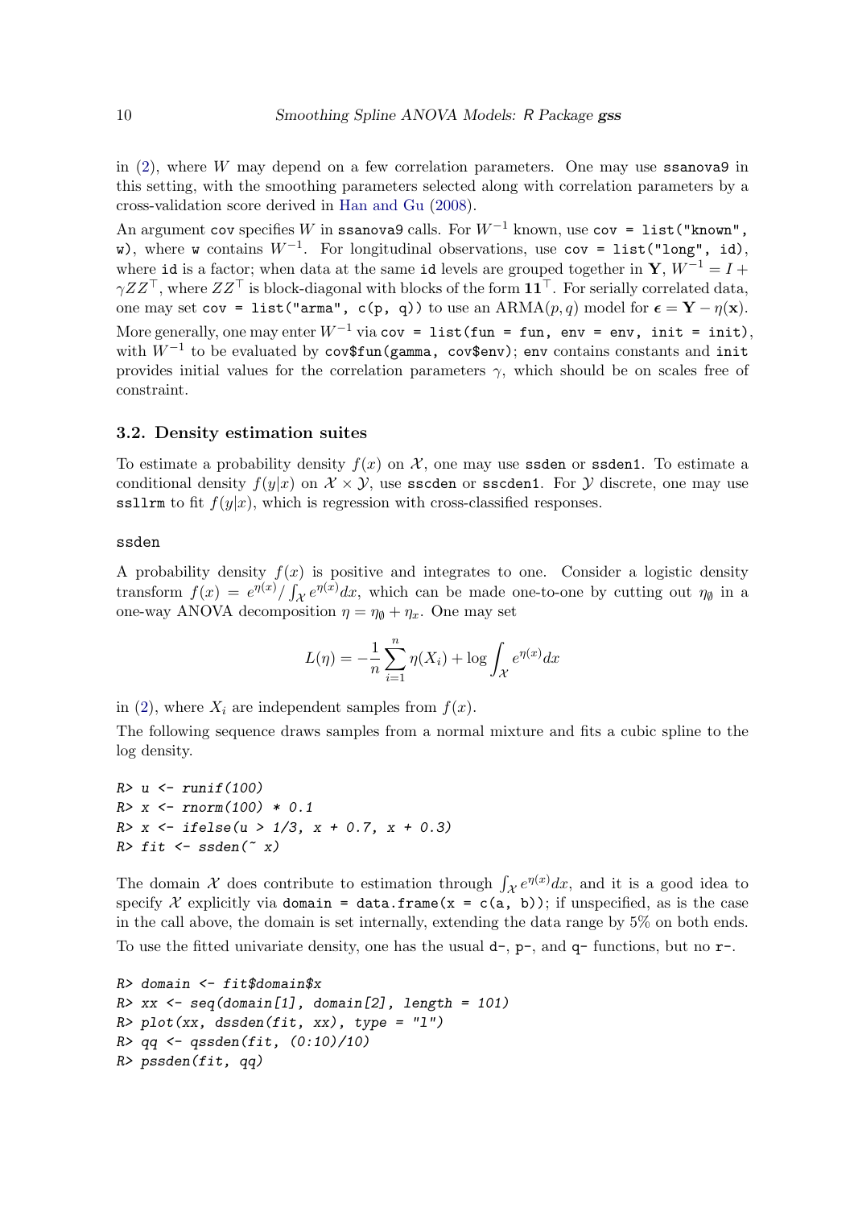in (2), where $W$ may depend on a few correlation parameters. One may use `ssanova9` in this setting, with the smoothing parameters selected along with correlation parameters by a cross-validation score derived in Han and Gu (2008).

An argument `cov` specifies $W$ in `ssanova9` calls. For $W^{-1}$ known, use `cov = list("known", w)`, where `w` contains $W^{-1}$. For longitudinal observations, use `cov = list("long", id)`, where `id` is a factor; when data at the same `id` levels are grouped together in $\mathbf{Y}$, $W^{-1} = I + \gamma Z Z^\top$, where $ZZ^\top$ is block-diagonal with blocks of the form $\mathbf{1}\mathbf{1}^\top$. For serially correlated data, one may set `cov = list("arma", c(p, q))` to use an ARMA$(p, q)$ model for $\boldsymbol{\epsilon} = \mathbf{Y} - \eta(\mathbf{x})$. More generally, one may enter $W^{-1}$ via `cov = list(fun = fun, env = env, init = init)`, with $W^{-1}$ to be evaluated by `cov$fun(gamma, cov$env)`; `env` contains constants and `init` provides initial values for the correlation parameters $\gamma$, which should be on scales free of constraint.

### 3.2. Density estimation suites

To estimate a probability density $f(x)$ on $\mathcal{X}$, one may use `ssden` or `ssden1`. To estimate a conditional density $f(y|x)$ on $\mathcal{X} \times \mathcal{Y}$, use `sscden` or `sscden1`. For $\mathcal{Y}$ discrete, one may use `ssllrm` to fit $f(y|x)$, which is regression with cross-classified responses.

#### `ssden`

A probability density $f(x)$ is positive and integrates to one. Consider a logistic density transform $f(x) = e^{\eta(x)} / \int_{\mathcal{X}} e^{\eta(x)} dx$, which can be made one-to-one by cutting out $\eta_\emptyset$ in a one-way ANOVA decomposition $\eta = \eta_\emptyset + \eta_x$. One may set

$$L(\eta) = -\frac{1}{n} \sum_{i=1}^{n} \eta(X_i) + \log \int_{\mathcal{X}} e^{\eta(x)} dx$$

in (2), where $X_i$ are independent samples from $f(x)$.

The following sequence draws samples from a normal mixture and fits a cubic spline to the log density.

```
R> u <- runif(100)
R> x <- rnorm(100) * 0.1
R> x <- ifelse(u > 1/3, x + 0.7, x + 0.3)
R> fit <- ssden(~ x)
```

The domain $\mathcal{X}$ does contribute to estimation through $\int_{\mathcal{X}} e^{\eta(x)} dx$, and it is a good idea to specify $\mathcal{X}$ explicitly via `domain = data.frame(x = c(a, b))`; if unspecified, as is the case in the call above, the domain is set internally, extending the data range by 5% on both ends.

To use the fitted univariate density, one has the usual `d-`, `p-`, and `q-` functions, but no `r-`.

```
R> domain <- fit$domain$x
R> xx <- seq(domain[1], domain[2], length = 101)
R> plot(xx, dssden(fit, xx), type = "l")
R> qq <- qssden(fit, (0:10)/10)
R> pssden(fit, qq)
```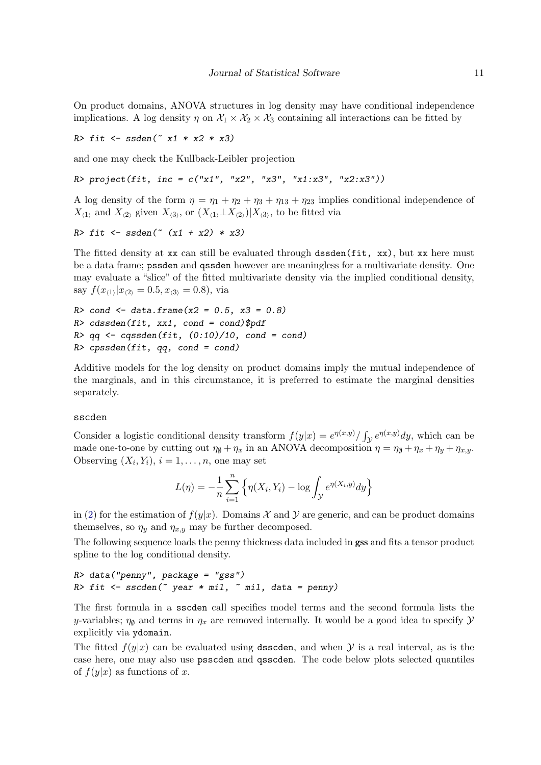On product domains, ANOVA structures in log density may have conditional independence implications. A log density $\eta$ on $\mathcal{X}_1 \times \mathcal{X}_2 \times \mathcal{X}_3$ containing all interactions can be fitted by

```
R> fit <- ssden(~ x1 * x2 * x3)
```

and one may check the Kullback-Leibler projection

```
R> project(fit, inc = c("x1", "x2", "x3", "x1:x3", "x2:x3"))
```

A log density of the form $\eta = \eta_1 + \eta_2 + \eta_3 + \eta_{13} + \eta_{23}$ implies conditional independence of $X_{\langle 1 \rangle}$ and $X_{\langle 2 \rangle}$ given $X_{\langle 3 \rangle}$, or $(X_{\langle 1 \rangle} \perp X_{\langle 2 \rangle}) | X_{\langle 3 \rangle}$, to be fitted via

```
R> fit <- ssden(~ (x1 + x2) * x3)
```

The fitted density at xx can still be evaluated through `dssden(fit, xx)`, but xx here must be a data frame; pssden and qssden however are meaningless for a multivariate density. One may evaluate a "slice" of the fitted multivariate density via the implied conditional density, say $f(x_{\langle 1 \rangle} | x_{\langle 2 \rangle} = 0.5, x_{\langle 3 \rangle} = 0.8)$, via

```
R> cond <- data.frame(x2 = 0.5, x3 = 0.8)
R> cdssden(fit, xx1, cond = cond)$pdf
R> qq <- cqssden(fit, (0:10)/10, cond = cond)
R> cpssden(fit, qq, cond = cond)
```

Additive models for the log density on product domains imply the mutual independence of the marginals, and in this circumstance, it is preferred to estimate the marginal densities separately.

### sscden

Consider a logistic conditional density transform $f(y|x) = e^{\eta(x,y)} / \int_{\mathcal{Y}} e^{\eta(x,y)} dy$, which can be made one-to-one by cutting out $\eta_\emptyset + \eta_x$ in an ANOVA decomposition $\eta = \eta_\emptyset + \eta_x + \eta_y + \eta_{x,y}$. Observing $(X_i, Y_i)$, $i = 1, \ldots, n$, one may set

$$L(\eta) = -\frac{1}{n} \sum_{i=1}^{n} \left\{ \eta(X_i, Y_i) - \log \int_{\mathcal{Y}} e^{\eta(X_i, y)} dy \right\}$$

in (2) for the estimation of $f(y|x)$. Domains $\mathcal{X}$ and $\mathcal{Y}$ are generic, and can be product domains themselves, so $\eta_y$ and $\eta_{x,y}$ may be further decomposed.

The following sequence loads the penny thickness data included in **gss** and fits a tensor product spline to the log conditional density.

```
R> data("penny", package = "gss")
R> fit <- sscden(~ year * mil, ~ mil, data = penny)
```

The first formula in a sscden call specifies model terms and the second formula lists the $y$-variables; $\eta_\emptyset$ and terms in $\eta_x$ are removed internally. It would be a good idea to specify $\mathcal{Y}$ explicitly via ydomain.

The fitted $f(y|x)$ can be evaluated using dsscden, and when $\mathcal{Y}$ is a real interval, as is the case here, one may also use psscden and qsscden. The code below plots selected quantiles of $f(y|x)$ as functions of $x$.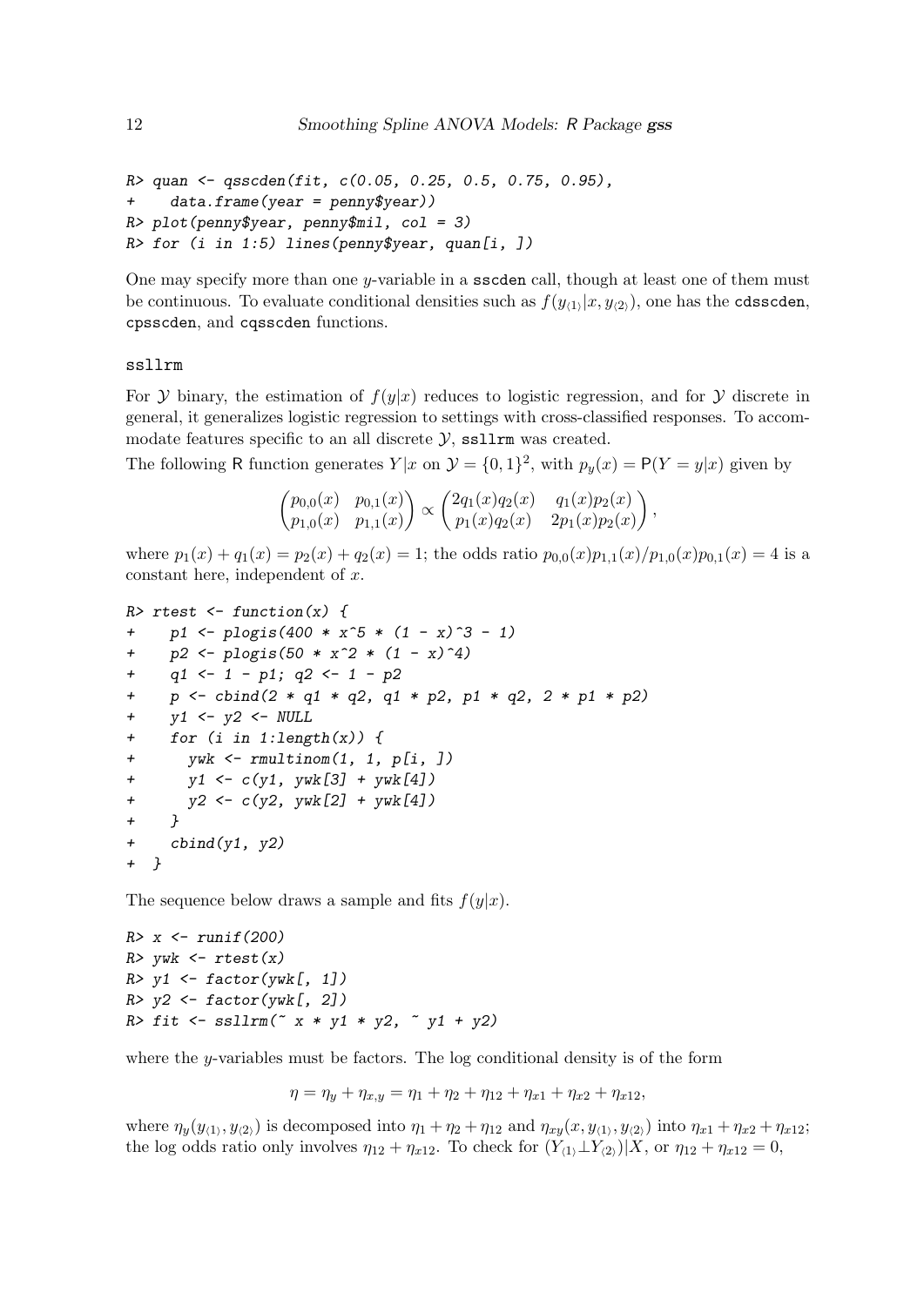```
R> quan <- qsscden(fit, c(0.05, 0.25, 0.5, 0.75, 0.95),
+    data.frame(year = penny$year))
R> plot(penny$year, penny$mil, col = 3)
R> for (i in 1:5) lines(penny$year, quan[i, ])
```

One may specify more than one $y$-variable in a `sscden` call, though at least one of them must be continuous. To evaluate conditional densities such as $f(y_{\langle 1\rangle}|x, y_{\langle 2\rangle})$, one has the `cdsscden`, `cpsscden`, and `cqsscden` functions.

### `ssllrm`

For $\mathcal{Y}$ binary, the estimation of $f(y|x)$ reduces to logistic regression, and for $\mathcal{Y}$ discrete in general, it generalizes logistic regression to settings with cross-classified responses. To accommodate features specific to an all discrete $\mathcal{Y}$, `ssllrm` was created.

The following R function generates $Y|x$ on $\mathcal{Y} = \{0,1\}^2$, with $p_y(x) = \mathsf{P}(Y = y|x)$ given by

$$\begin{pmatrix} p_{0,0}(x) & p_{0,1}(x) \\ p_{1,0}(x) & p_{1,1}(x) \end{pmatrix} \propto \begin{pmatrix} 2q_1(x)q_2(x) & q_1(x)p_2(x) \\ p_1(x)q_2(x) & 2p_1(x)p_2(x) \end{pmatrix},$$

where $p_1(x) + q_1(x) = p_2(x) + q_2(x) = 1$; the odds ratio $p_{0,0}(x)p_{1,1}(x)/p_{1,0}(x)p_{0,1}(x) = 4$ is a constant here, independent of $x$.

```
R> rtest <- function(x) {
+    p1 <- plogis(400 * x^5 * (1 - x)^3 - 1)
+    p2 <- plogis(50 * x^2 * (1 - x)^4)
+    q1 <- 1 - p1; q2 <- 1 - p2
+    p <- cbind(2 * q1 * q2, q1 * p2, p1 * q2, 2 * p1 * p2)
+    y1 <- y2 <- NULL
+    for (i in 1:length(x)) {
+      ywk <- rmultinom(1, 1, p[i, ])
+      y1 <- c(y1, ywk[3] + ywk[4])
+      y2 <- c(y2, ywk[2] + ywk[4])
+    }
+    cbind(y1, y2)
+ }
```

The sequence below draws a sample and fits $f(y|x)$.

```
R> x <- runif(200)
R> ywk <- rtest(x)
R> y1 <- factor(ywk[, 1])
R> y2 <- factor(ywk[, 2])
R> fit <- ssllrm(~ x * y1 * y2, ~ y1 + y2)
```

where the $y$-variables must be factors. The log conditional density is of the form

$$\eta = \eta_y + \eta_{x,y} = \eta_1 + \eta_2 + \eta_{12} + \eta_{x1} + \eta_{x2} + \eta_{x12},$$

where $\eta_y(y_{\langle 1\rangle}, y_{\langle 2\rangle})$ is decomposed into $\eta_1 + \eta_2 + \eta_{12}$ and $\eta_{xy}(x, y_{\langle 1\rangle}, y_{\langle 2\rangle})$ into $\eta_{x1} + \eta_{x2} + \eta_{x12}$; the log odds ratio only involves $\eta_{12} + \eta_{x12}$. To check for $(Y_{\langle 1\rangle} \perp Y_{\langle 2\rangle})|X$, or $\eta_{12} + \eta_{x12} = 0$,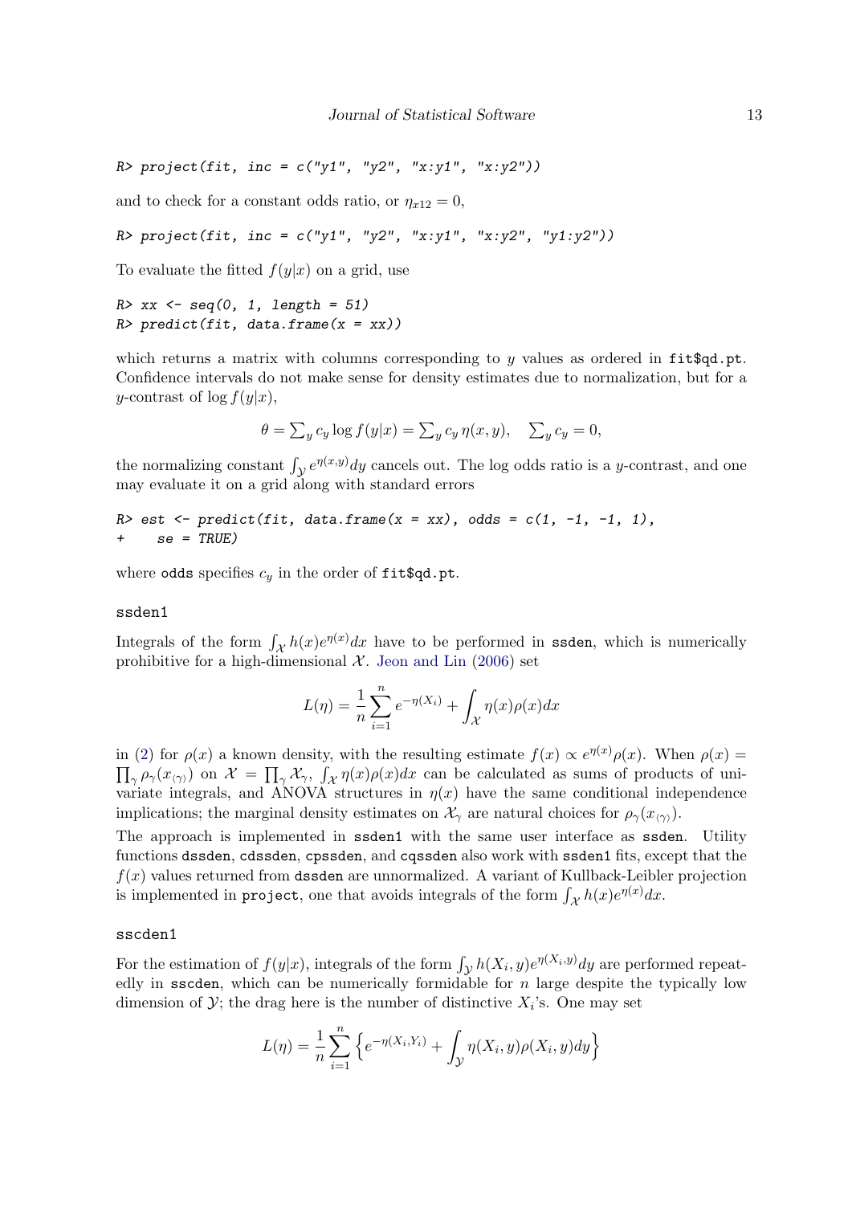```
R> project(fit, inc = c("y1", "y2", "x:y1", "x:y2"))
```

and to check for a constant odds ratio, or $\eta_{x12} = 0$,

```
R> project(fit, inc = c("y1", "y2", "x:y1", "x:y2", "y1:y2"))
```

To evaluate the fitted $f(y|x)$ on a grid, use

```
R> xx <- seq(0, 1, length = 51)
R> predict(fit, data.frame(x = xx))
```

which returns a matrix with columns corresponding to $y$ values as ordered in `fit$qd.pt`. Confidence intervals do not make sense for density estimates due to normalization, but for a $y$-contrast of $\log f(y|x)$,

$$\theta = \textstyle\sum_y c_y \log f(y|x) = \sum_y c_y \, \eta(x,y), \quad \sum_y c_y = 0,$$

the normalizing constant $\int_{\mathcal{Y}} e^{\eta(x,y)} dy$ cancels out. The log odds ratio is a $y$-contrast, and one may evaluate it on a grid along with standard errors

```
R> est <- predict(fit, data.frame(x = xx), odds = c(1, -1, -1, 1),
+    se = TRUE)
```

where `odds` specifies $c_y$ in the order of `fit$qd.pt`.

### ssden1

Integrals of the form $\int_{\mathcal{X}} h(x) e^{\eta(x)} dx$ have to be performed in `ssden`, which is numerically prohibitive for a high-dimensional $\mathcal{X}$. Jeon and Lin (2006) set

$$L(\eta) = \frac{1}{n} \sum_{i=1}^{n} e^{-\eta(X_i)} + \int_{\mathcal{X}} \eta(x) \rho(x) dx$$

in (2) for $\rho(x)$ a known density, with the resulting estimate $f(x) \propto e^{\eta(x)} \rho(x)$. When $\rho(x) = \prod_\gamma \rho_\gamma(x_{\langle\gamma\rangle})$ on $\mathcal{X} = \prod_\gamma \mathcal{X}_\gamma$, $\int_{\mathcal{X}} \eta(x) \rho(x) dx$ can be calculated as sums of products of univariate integrals, and ANOVA structures in $\eta(x)$ have the same conditional independence implications; the marginal density estimates on $\mathcal{X}_\gamma$ are natural choices for $\rho_\gamma(x_{\langle\gamma\rangle})$.

The approach is implemented in `ssden1` with the same user interface as `ssden`. Utility functions `dssden`, `cdssden`, `cpssden`, and `cqssden` also work with `ssden1` fits, except that the $f(x)$ values returned from `dssden` are unnormalized. A variant of Kullback-Leibler projection is implemented in `project`, one that avoids integrals of the form $\int_{\mathcal{X}} h(x) e^{\eta(x)} dx$.

### sscden1

For the estimation of $f(y|x)$, integrals of the form $\int_{\mathcal{Y}} h(X_i, y) e^{\eta(X_i, y)} dy$ are performed repeatedly in `sscden`, which can be numerically formidable for $n$ large despite the typically low dimension of $\mathcal{Y}$; the drag here is the number of distinctive $X_i$'s. One may set

$$L(\eta) = \frac{1}{n} \sum_{i=1}^{n} \Big\{ e^{-\eta(X_i, Y_i)} + \int_{\mathcal{Y}} \eta(X_i, y) \rho(X_i, y) dy \Big\}$$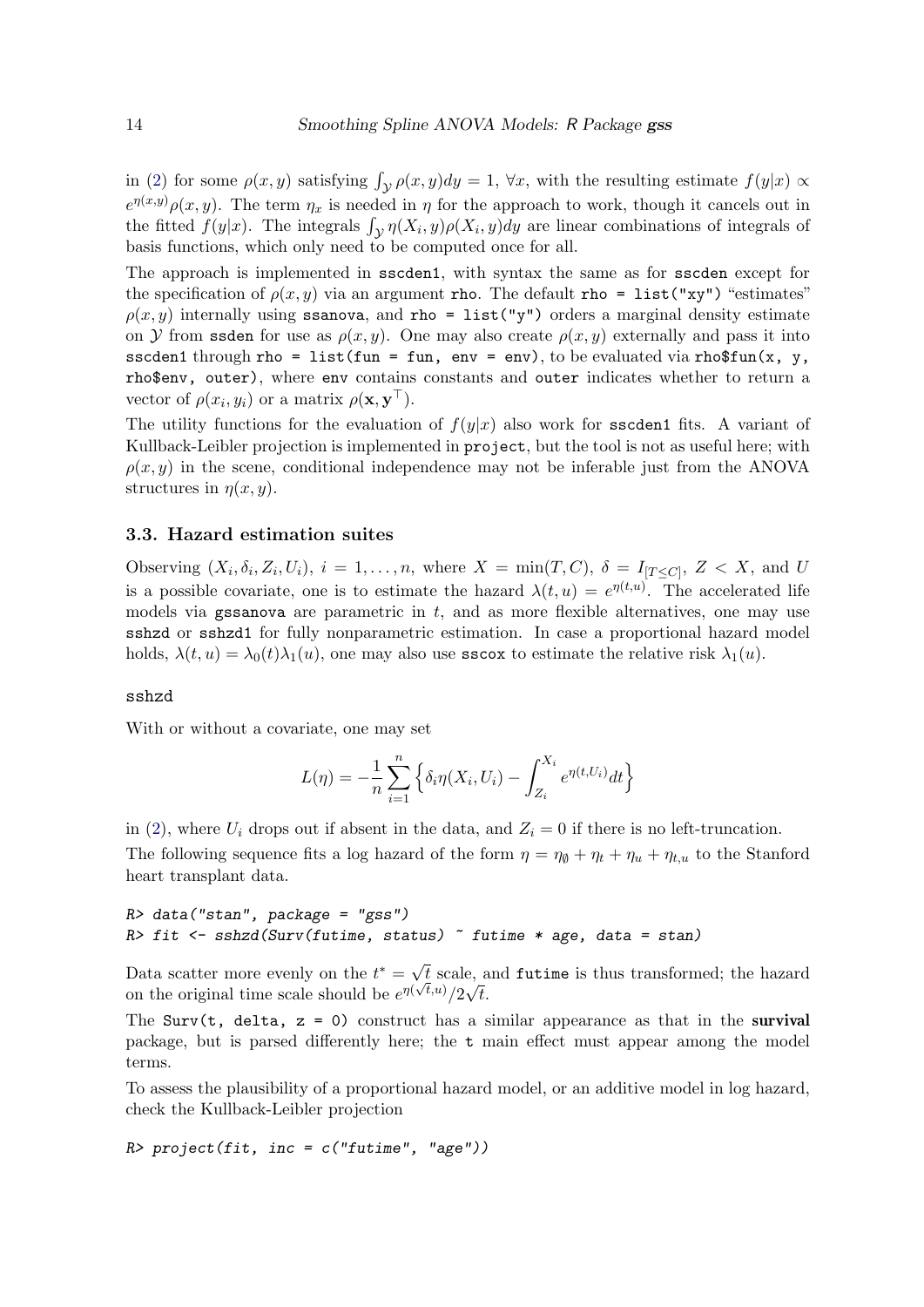in (2) for some $\rho(x,y)$ satisfying $\int_{\mathcal{Y}} \rho(x,y)dy = 1$, $\forall x$, with the resulting estimate $f(y|x) \propto e^{\eta(x,y)}\rho(x,y)$. The term $\eta_x$ is needed in $\eta$ for the approach to work, though it cancels out in the fitted $f(y|x)$. The integrals $\int_{\mathcal{Y}} \eta(X_i,y)\rho(X_i,y)dy$ are linear combinations of integrals of basis functions, which only need to be computed once for all.

The approach is implemented in `sscden1`, with syntax the same as for `sscden` except for the specification of $\rho(x,y)$ via an argument `rho`. The default `rho = list("xy")` "estimates" $\rho(x,y)$ internally using `ssanova`, and `rho = list("y")` orders a marginal density estimate on $\mathcal{Y}$ from `ssden` for use as $\rho(x,y)$. One may also create $\rho(x,y)$ externally and pass it into `sscden1` through `rho = list(fun = fun, env = env)`, to be evaluated via `rho$fun(x, y, rho$env, outer)`, where `env` contains constants and `outer` indicates whether to return a vector of $\rho(x_i, y_i)$ or a matrix $\rho(\mathbf{x}, \mathbf{y}^\top)$.

The utility functions for the evaluation of $f(y|x)$ also work for `sscden1` fits. A variant of Kullback-Leibler projection is implemented in `project`, but the tool is not as useful here; with $\rho(x,y)$ in the scene, conditional independence may not be inferable just from the ANOVA structures in $\eta(x,y)$.

### 3.3. Hazard estimation suites

Observing $(X_i, \delta_i, Z_i, U_i)$, $i = 1, \ldots, n$, where $X = \min(T, C)$, $\delta = I_{[T \le C]}$, $Z < X$, and $U$ is a possible covariate, one is to estimate the hazard $\lambda(t,u) = e^{\eta(t,u)}$. The accelerated life models via `gssanova` are parametric in $t$, and as more flexible alternatives, one may use `sshzd` or `sshzd1` for fully nonparametric estimation. In case a proportional hazard model holds, $\lambda(t,u) = \lambda_0(t)\lambda_1(u)$, one may also use `sscox` to estimate the relative risk $\lambda_1(u)$.

`sshzd`

With or without a covariate, one may set

$$L(\eta) = -\frac{1}{n}\sum_{i=1}^{n}\Big\{\delta_i \eta(X_i, U_i) - \int_{Z_i}^{X_i} e^{\eta(t,U_i)}dt\Big\}$$

in (2), where $U_i$ drops out if absent in the data, and $Z_i = 0$ if there is no left-truncation.

The following sequence fits a log hazard of the form $\eta = \eta_\emptyset + \eta_t + \eta_u + \eta_{t,u}$ to the Stanford heart transplant data.

```
R> data("stan", package = "gss")
R> fit <- sshzd(Surv(futime, status) ~ futime * age, data = stan)
```

Data scatter more evenly on the $t^* = \sqrt{t}$ scale, and `futime` is thus transformed; the hazard on the original time scale should be $e^{\eta(\sqrt{t},u)}/2\sqrt{t}$.

The `Surv(t, delta, z = 0)` construct has a similar appearance as that in the **survival** package, but is parsed differently here; the `t` main effect must appear among the model terms.

To assess the plausibility of a proportional hazard model, or an additive model in log hazard, check the Kullback-Leibler projection

```
R> project(fit, inc = c("futime", "age"))
```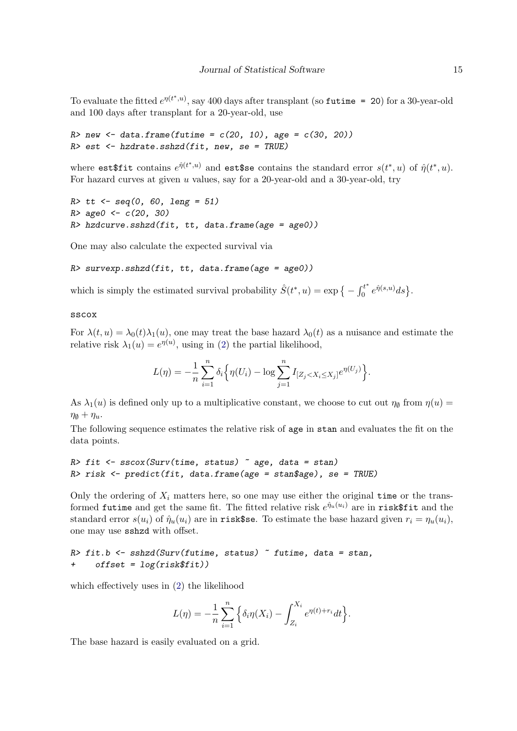To evaluate the fitted $e^{\eta(t^*,u)}$, say 400 days after transplant (so `futime = 20`) for a 30-year-old and 100 days after transplant for a 20-year-old, use

```
R> new <- data.frame(futime = c(20, 10), age = c(30, 20))
R> est <- hzdrate.sshzd(fit, new, se = TRUE)
```

where `est$fit` contains $e^{\hat{\eta}(t^*,u)}$ and `est$se` contains the standard error $s(t^*, u)$ of $\hat{\eta}(t^*, u)$. For hazard curves at given $u$ values, say for a 20-year-old and a 30-year-old, try

```
R> tt <- seq(0, 60, leng = 51)
R> age0 <- c(20, 30)
R> hzdcurve.sshzd(fit, tt, data.frame(age = age0))
```

One may also calculate the expected survival via

```
R> survexp.sshzd(fit, tt, data.frame(age = age0))
```

which is simply the estimated survival probability $\hat{S}(t^*, u) = \exp\big\{ - \int_0^{t^*} e^{\hat{\eta}(s,u)} ds \big\}$.

### sscox

For $\lambda(t, u) = \lambda_0(t)\lambda_1(u)$, one may treat the base hazard $\lambda_0(t)$ as a nuisance and estimate the relative risk $\lambda_1(u) = e^{\eta(u)}$, using in (2) the partial likelihood,

$$L(\eta) = -\frac{1}{n}\sum_{i=1}^{n} \delta_i \Big\{ \eta(U_i) - \log \sum_{j=1}^{n} I_{[Z_j < X_i \leq X_j]} e^{\eta(U_j)} \Big\}.$$

As $\lambda_1(u)$ is defined only up to a multiplicative constant, we choose to cut out $\eta_\emptyset$ from $\eta(u) = \eta_\emptyset + \eta_u$.

The following sequence estimates the relative risk of `age` in `stan` and evaluates the fit on the data points.

```
R> fit <- sscox(Surv(time, status) ~ age, data = stan)
R> risk <- predict(fit, data.frame(age = stan$age), se = TRUE)
```

Only the ordering of $X_i$ matters here, so one may use either the original `time` or the transformed `futime` and get the same fit. The fitted relative risk $e^{\hat{\eta}_u(u_i)}$ are in `risk$fit` and the standard error $s(u_i)$ of $\hat{\eta}_u(u_i)$ are in `risk$se`. To estimate the base hazard given $r_i = \eta_u(u_i)$, one may use `sshzd` with offset.

```
R> fit.b <- sshzd(Surv(futime, status) ~ futime, data = stan,
+     offset = log(risk$fit))
```

which effectively uses in (2) the likelihood

$$L(\eta) = -\frac{1}{n}\sum_{i=1}^{n} \Big\{ \delta_i \eta(X_i) - \int_{Z_i}^{X_i} e^{\eta(t)+r_i} dt \Big\}.$$

The base hazard is easily evaluated on a grid.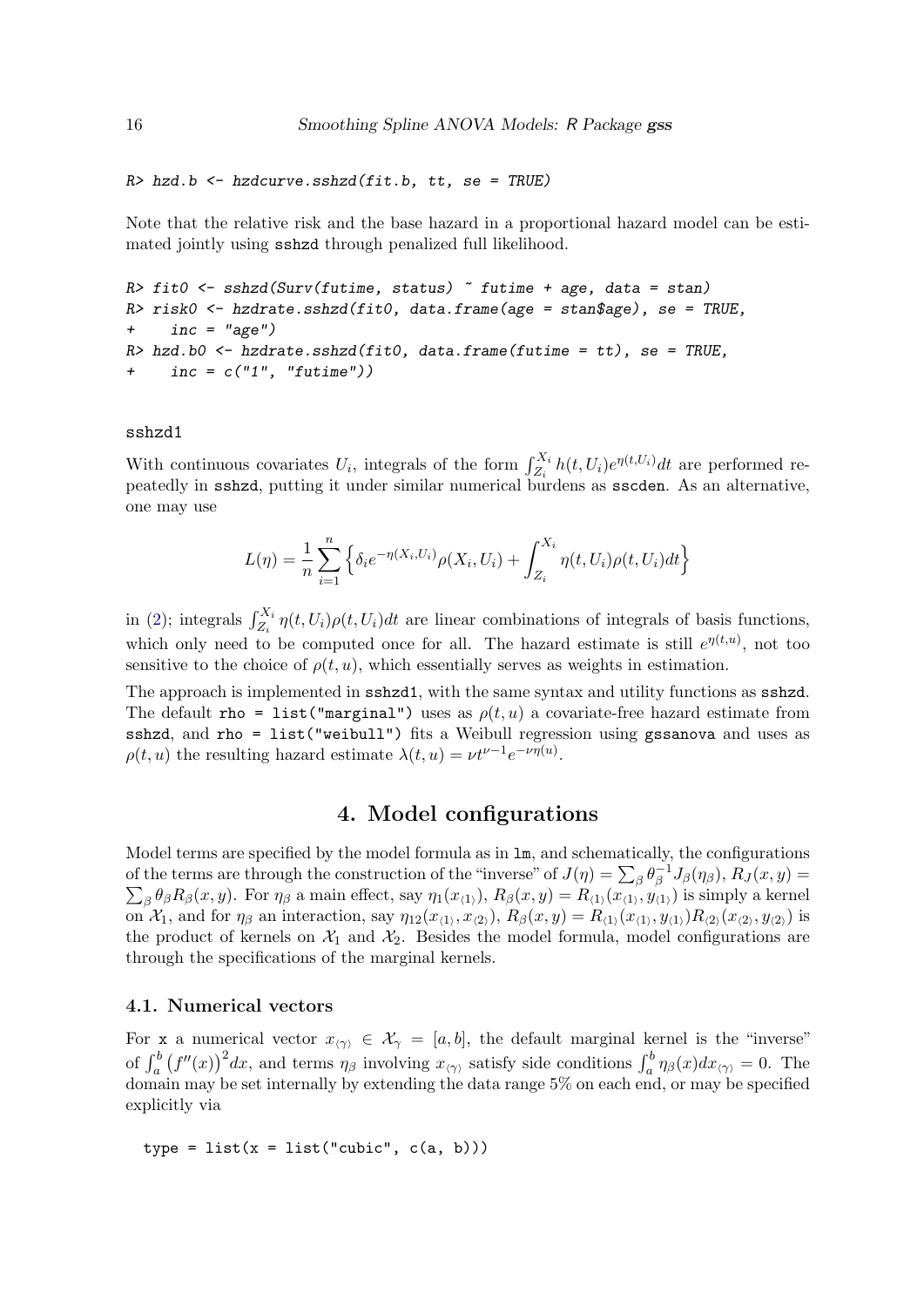```
R> hzd.b <- hzdcurve.sshzd(fit.b, tt, se = TRUE)
```

Note that the relative risk and the base hazard in a proportional hazard model can be estimated jointly using sshzd through penalized full likelihood.

```
R> fit0 <- sshzd(Surv(futime, status) ~ futime + age, data = stan)
R> risk0 <- hzdrate.sshzd(fit0, data.frame(age = stan$age), se = TRUE,
+    inc = "age")
R> hzd.b0 <- hzdrate.sshzd(fit0, data.frame(futime = tt), se = TRUE,
+    inc = c("1", "futime"))
```

#### sshzd1

With continuous covariates $U_i$, integrals of the form $\int_{Z_i}^{X_i} h(t, U_i) e^{\eta(t,U_i)} dt$ are performed repeatedly in sshzd, putting it under similar numerical burdens as sscden. As an alternative, one may use

$$L(\eta) = \frac{1}{n} \sum_{i=1}^{n} \Big\{ \delta_i e^{-\eta(X_i,U_i)} \rho(X_i, U_i) + \int_{Z_i}^{X_i} \eta(t, U_i) \rho(t, U_i) dt \Big\}$$

in (2); integrals $\int_{Z_i}^{X_i} \eta(t, U_i)\rho(t, U_i)dt$ are linear combinations of integrals of basis functions, which only need to be computed once for all. The hazard estimate is still $e^{\eta(t,u)}$, not too sensitive to the choice of $\rho(t, u)$, which essentially serves as weights in estimation.

The approach is implemented in sshzd1, with the same syntax and utility functions as sshzd. The default rho = list("marginal") uses as $\rho(t, u)$ a covariate-free hazard estimate from sshzd, and rho = list("weibull") fits a Weibull regression using gssanova and uses as $\rho(t, u)$ the resulting hazard estimate $\lambda(t, u) = \nu t^{\nu-1} e^{-\nu\eta(u)}$.

## 4. Model configurations

Model terms are specified by the model formula as in lm, and schematically, the configurations of the terms are through the construction of the "inverse" of $J(\eta) = \sum_\beta \theta_\beta^{-1} J_\beta(\eta_\beta)$, $R_J(x, y) = \sum_\beta \theta_\beta R_\beta(x, y)$. For $\eta_\beta$ a main effect, say $\eta_1(x_{\langle 1 \rangle})$, $R_\beta(x, y) = R_{\langle 1 \rangle}(x_{\langle 1 \rangle}, y_{\langle 1 \rangle})$ is simply a kernel on $\mathcal{X}_1$, and for $\eta_\beta$ an interaction, say $\eta_{12}(x_{\langle 1 \rangle}, x_{\langle 2 \rangle})$, $R_\beta(x, y) = R_{\langle 1 \rangle}(x_{\langle 1 \rangle}, y_{\langle 1 \rangle}) R_{\langle 2 \rangle}(x_{\langle 2 \rangle}, y_{\langle 2 \rangle})$ is the product of kernels on $\mathcal{X}_1$ and $\mathcal{X}_2$. Besides the model formula, model configurations are through the specifications of the marginal kernels.

### 4.1. Numerical vectors

For x a numerical vector $x_{\langle \gamma \rangle} \in \mathcal{X}_\gamma = [a, b]$, the default marginal kernel is the "inverse" of $\int_a^b \big(f''(x)\big)^2 dx$, and terms $\eta_\beta$ involving $x_{\langle \gamma \rangle}$ satisfy side conditions $\int_a^b \eta_\beta(x) dx_{\langle \gamma \rangle} = 0$. The domain may be set internally by extending the data range 5% on each end, or may be specified explicitly via

```
type = list(x = list("cubic", c(a, b)))
```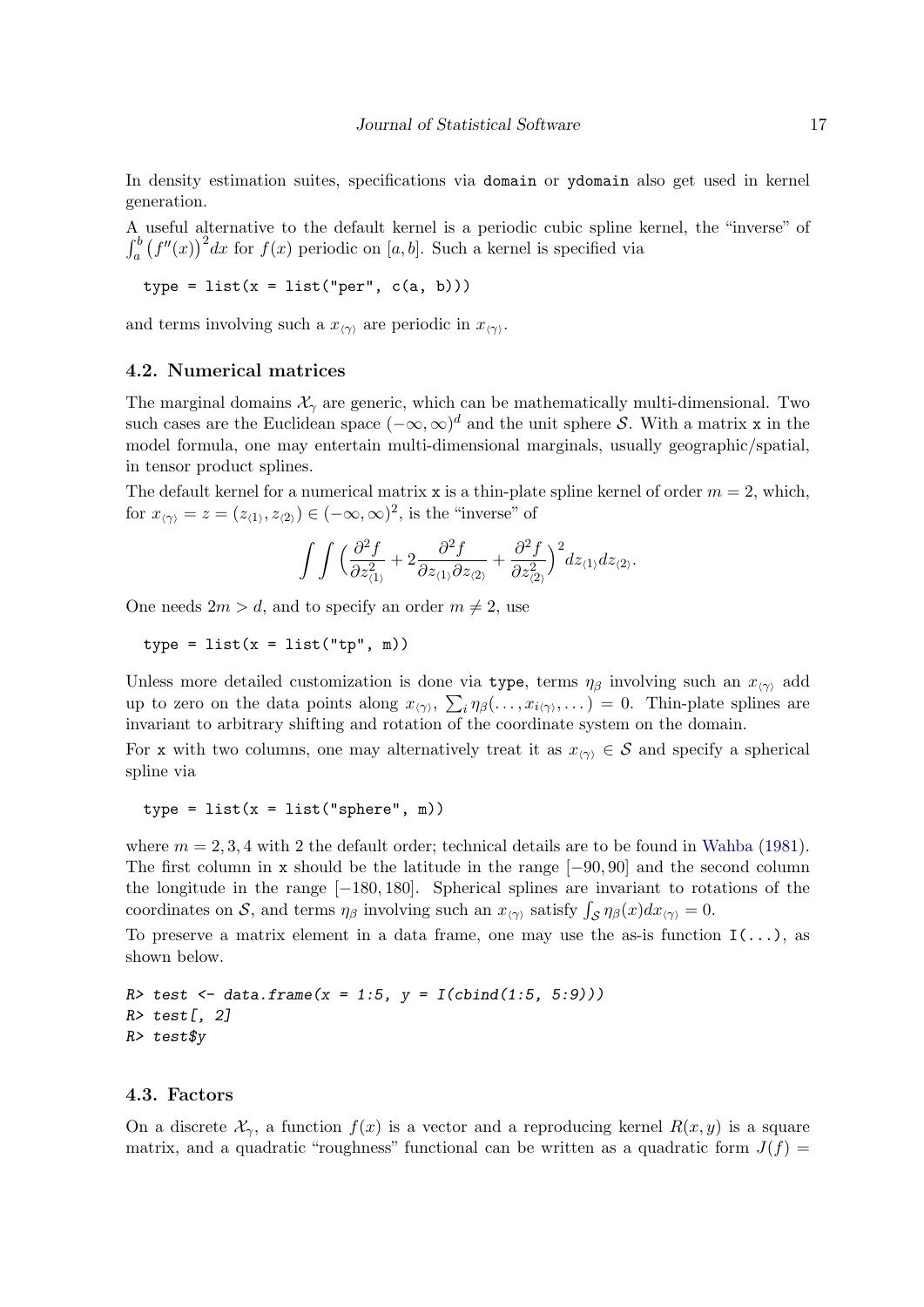In density estimation suites, specifications via domain or ydomain also get used in kernel generation.

A useful alternative to the default kernel is a periodic cubic spline kernel, the "inverse" of $\int_a^b \big(f''(x)\big)^2 dx$ for $f(x)$ periodic on $[a, b]$. Such a kernel is specified via

```
type = list(x = list("per", c(a, b)))
```

and terms involving such a $x_{\langle\gamma\rangle}$ are periodic in $x_{\langle\gamma\rangle}$.

## 4.2. Numerical matrices

The marginal domains $\mathcal{X}_\gamma$ are generic, which can be mathematically multi-dimensional. Two such cases are the Euclidean space $(-\infty, \infty)^d$ and the unit sphere $\mathcal{S}$. With a matrix x in the model formula, one may entertain multi-dimensional marginals, usually geographic/spatial, in tensor product splines.

The default kernel for a numerical matrix x is a thin-plate spline kernel of order $m = 2$, which, for $x_{\langle\gamma\rangle} = z = (z_{\langle 1\rangle}, z_{\langle 2\rangle}) \in (-\infty, \infty)^2$, is the "inverse" of

$$\int\int \Big(\frac{\partial^2 f}{\partial z_{\langle 1\rangle}^2} + 2\frac{\partial^2 f}{\partial z_{\langle 1\rangle}\partial z_{\langle 2\rangle}} + \frac{\partial^2 f}{\partial z_{\langle 2\rangle}^2}\Big)^2 dz_{\langle 1\rangle} dz_{\langle 2\rangle}.$$

One needs $2m > d$, and to specify an order $m \neq 2$, use

```
type = list(x = list("tp", m))
```

Unless more detailed customization is done via type, terms $\eta_\beta$ involving such an $x_{\langle\gamma\rangle}$ add up to zero on the data points along $x_{\langle\gamma\rangle}$, $\sum_i \eta_\beta(\dots, x_{i\langle\gamma\rangle}, \dots) = 0$. Thin-plate splines are invariant to arbitrary shifting and rotation of the coordinate system on the domain.

For x with two columns, one may alternatively treat it as $x_{\langle\gamma\rangle} \in \mathcal{S}$ and specify a spherical spline via

```
type = list(x = list("sphere", m))
```

where $m = 2, 3, 4$ with 2 the default order; technical details are to be found in Wahba (1981). The first column in x should be the latitude in the range $[-90, 90]$ and the second column the longitude in the range $[-180, 180]$. Spherical splines are invariant to rotations of the coordinates on $\mathcal{S}$, and terms $\eta_\beta$ involving such an $x_{\langle\gamma\rangle}$ satisfy $\int_{\mathcal{S}} \eta_\beta(x) dx_{\langle\gamma\rangle} = 0$.

To preserve a matrix element in a data frame, one may use the as-is function I(...), as shown below.

```
R> test <- data.frame(x = 1:5, y = I(cbind(1:5, 5:9)))
R> test[, 2]
R> test$y
```

## 4.3. Factors

On a discrete $\mathcal{X}_\gamma$, a function $f(x)$ is a vector and a reproducing kernel $R(x, y)$ is a square matrix, and a quadratic "roughness" functional can be written as a quadratic form $J(f) =$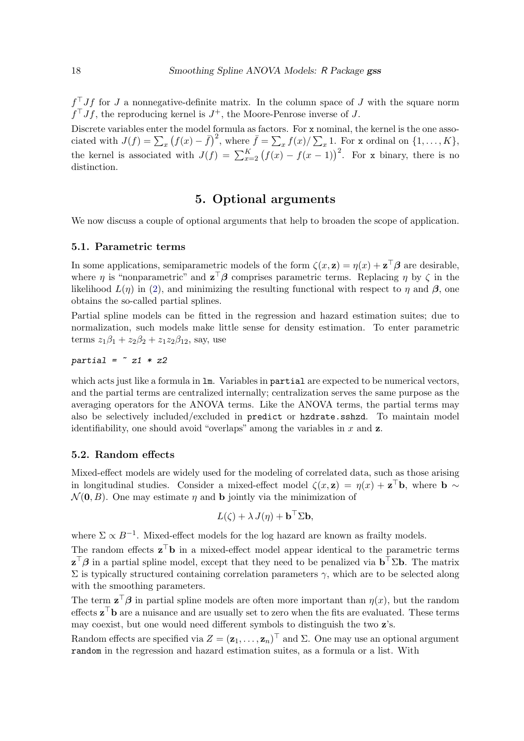$f^\top J f$ for $J$ a nonnegative-definite matrix. In the column space of $J$ with the square norm $f^\top J f$, the reproducing kernel is $J^+$, the Moore-Penrose inverse of $J$.

Discrete variables enter the model formula as factors. For `x` nominal, the kernel is the one associated with $J(f) = \sum_x \big(f(x) - \bar{f}\big)^2$, where $\bar{f} = \sum_x f(x) / \sum_x 1$. For `x` ordinal on $\{1, \ldots, K\}$, the kernel is associated with $J(f) = \sum_{x=2}^K \big(f(x) - f(x-1)\big)^2$. For `x` binary, there is no distinction.

# 5. Optional arguments

We now discuss a couple of optional arguments that help to broaden the scope of application.

## 5.1. Parametric terms

In some applications, semiparametric models of the form $\zeta(x, \mathbf{z}) = \eta(x) + \mathbf{z}^\top \boldsymbol{\beta}$ are desirable, where $\eta$ is "nonparametric" and $\mathbf{z}^\top \boldsymbol{\beta}$ comprises parametric terms. Replacing $\eta$ by $\zeta$ in the likelihood $L(\eta)$ in (2), and minimizing the resulting functional with respect to $\eta$ and $\boldsymbol{\beta}$, one obtains the so-called partial splines.

Partial spline models can be fitted in the regression and hazard estimation suites; due to normalization, such models make little sense for density estimation. To enter parametric terms $z_1\beta_1 + z_2\beta_2 + z_1 z_2 \beta_{12}$, say, use

```
partial = ~ z1 * z2
```

which acts just like a formula in `lm`. Variables in `partial` are expected to be numerical vectors, and the partial terms are centralized internally; centralization serves the same purpose as the averaging operators for the ANOVA terms. Like the ANOVA terms, the partial terms may also be selectively included/excluded in `predict` or `hzdrate.sshzd`. To maintain model identifiability, one should avoid "overlaps" among the variables in $x$ and $\mathbf{z}$.

## 5.2. Random effects

Mixed-effect models are widely used for the modeling of correlated data, such as those arising in longitudinal studies. Consider a mixed-effect model $\zeta(x, \mathbf{z}) = \eta(x) + \mathbf{z}^\top \mathbf{b}$, where $\mathbf{b} \sim \mathcal{N}(\mathbf{0}, B)$. One may estimate $\eta$ and $\mathbf{b}$ jointly via the minimization of

$$L(\zeta) + \lambda\, J(\eta) + \mathbf{b}^\top \Sigma \mathbf{b},$$

where $\Sigma \propto B^{-1}$. Mixed-effect models for the log hazard are known as frailty models.

The random effects $\mathbf{z}^\top \mathbf{b}$ in a mixed-effect model appear identical to the parametric terms $\mathbf{z}^\top \boldsymbol{\beta}$ in a partial spline model, except that they need to be penalized via $\mathbf{b}^\top \Sigma \mathbf{b}$. The matrix $\Sigma$ is typically structured containing correlation parameters $\gamma$, which are to be selected along with the smoothing parameters.

The term $\mathbf{z}^\top \boldsymbol{\beta}$ in partial spline models are often more important than $\eta(x)$, but the random effects $\mathbf{z}^\top \mathbf{b}$ are a nuisance and are usually set to zero when the fits are evaluated. These terms may coexist, but one would need different symbols to distinguish the two $\mathbf{z}$'s.

Random effects are specified via $Z = (\mathbf{z}_1, \ldots, \mathbf{z}_n)^\top$ and $\Sigma$. One may use an optional argument `random` in the regression and hazard estimation suites, as a formula or a list. With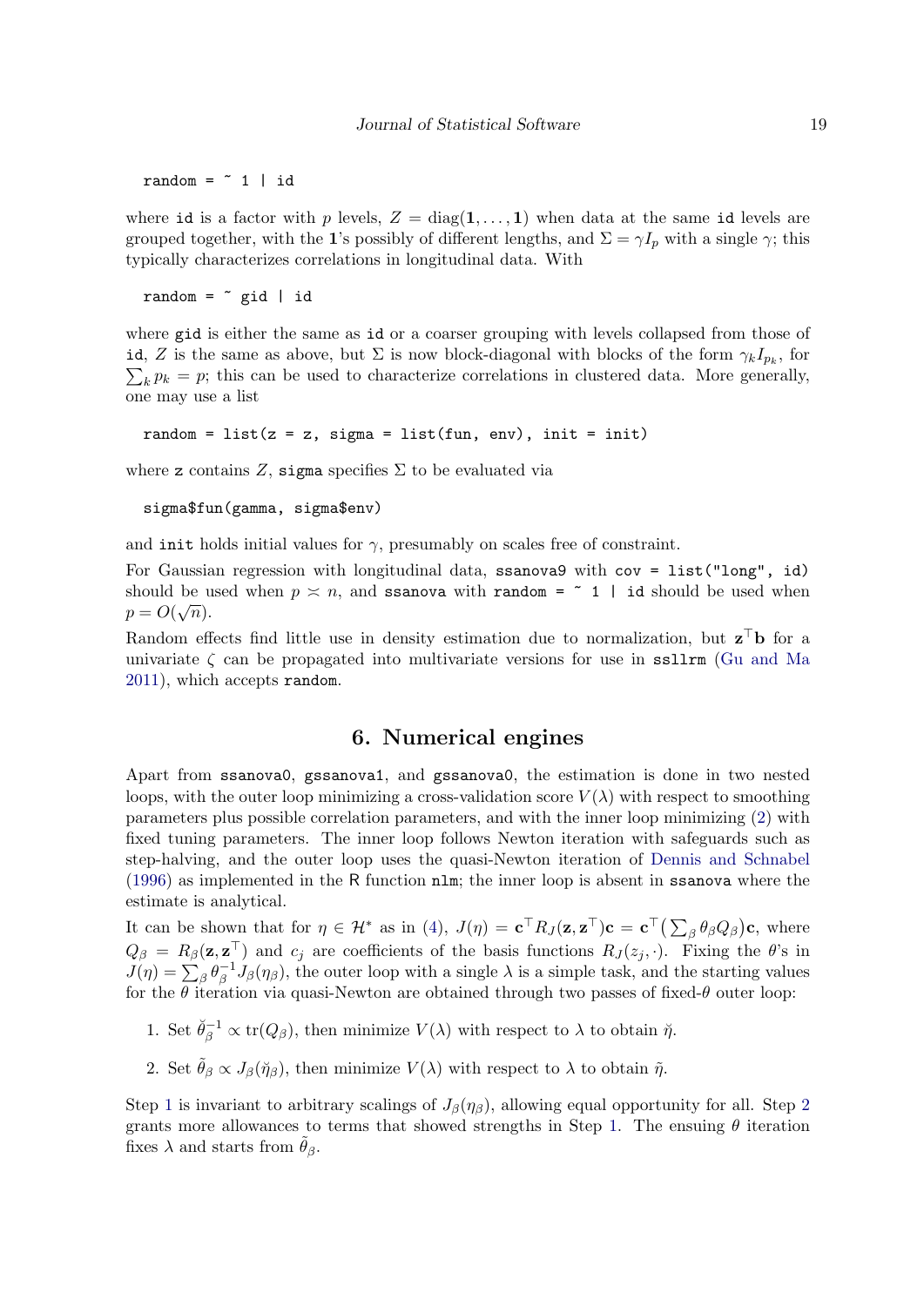```
random = ~ 1 | id
```

where id is a factor with $p$ levels, $Z = \text{diag}(\mathbf{1}, \ldots, \mathbf{1})$ when data at the same id levels are grouped together, with the $\mathbf{1}$'s possibly of different lengths, and $\Sigma = \gamma I_p$ with a single $\gamma$; this typically characterizes correlations in longitudinal data. With

```
random = ~ gid | id
```

where gid is either the same as id or a coarser grouping with levels collapsed from those of id, $Z$ is the same as above, but $\Sigma$ is now block-diagonal with blocks of the form $\gamma_k I_{p_k}$, for $\sum_k p_k = p$; this can be used to characterize correlations in clustered data. More generally, one may use a list

```
random = list(z = z, sigma = list(fun, env), init = init)
```

where z contains $Z$, sigma specifies $\Sigma$ to be evaluated via

```
sigma$fun(gamma, sigma$env)
```

and init holds initial values for $\gamma$, presumably on scales free of constraint.

For Gaussian regression with longitudinal data, ssanova9 with cov = list("long", id) should be used when $p \asymp n$, and ssanova with random = ~ 1 | id should be used when $p = O(\sqrt{n})$.

Random effects find little use in density estimation due to normalization, but $\mathbf{z}^\top \mathbf{b}$ for a univariate $\zeta$ can be propagated into multivariate versions for use in ssllrm (Gu and Ma 2011), which accepts random.

# 6. Numerical engines

Apart from ssanova0, gssanova1, and gssanova0, the estimation is done in two nested loops, with the outer loop minimizing a cross-validation score $V(\lambda)$ with respect to smoothing parameters plus possible correlation parameters, and with the inner loop minimizing (2) with fixed tuning parameters. The inner loop follows Newton iteration with safeguards such as step-halving, and the outer loop uses the quasi-Newton iteration of Dennis and Schnabel (1996) as implemented in the R function nlm; the inner loop is absent in ssanova where the estimate is analytical.

It can be shown that for $\eta \in \mathcal{H}^*$ as in (4), $J(\eta) = \mathbf{c}^\top R_J(\mathbf{z}, \mathbf{z}^\top)\mathbf{c} = \mathbf{c}^\top \big(\sum_\beta \theta_\beta Q_\beta\big)\mathbf{c}$, where $Q_\beta = R_\beta(\mathbf{z}, \mathbf{z}^\top)$ and $c_j$ are coefficients of the basis functions $R_J(z_j, \cdot)$. Fixing the $\theta$'s in $J(\eta) = \sum_\beta \theta_\beta^{-1} J_\beta(\eta_\beta)$, the outer loop with a single $\lambda$ is a simple task, and the starting values for the $\theta$ iteration via quasi-Newton are obtained through two passes of fixed-$\theta$ outer loop:

1. Set $\breve{\theta}_\beta^{-1} \propto \text{tr}(Q_\beta)$, then minimize $V(\lambda)$ with respect to $\lambda$ to obtain $\breve{\eta}$.
2. Set $\tilde{\theta}_\beta \propto J_\beta(\breve{\eta}_\beta)$, then minimize $V(\lambda)$ with respect to $\lambda$ to obtain $\tilde{\eta}$.

Step 1 is invariant to arbitrary scalings of $J_\beta(\eta_\beta)$, allowing equal opportunity for all. Step 2 grants more allowances to terms that showed strengths in Step 1. The ensuing $\theta$ iteration fixes $\lambda$ and starts from $\tilde{\theta}_\beta$.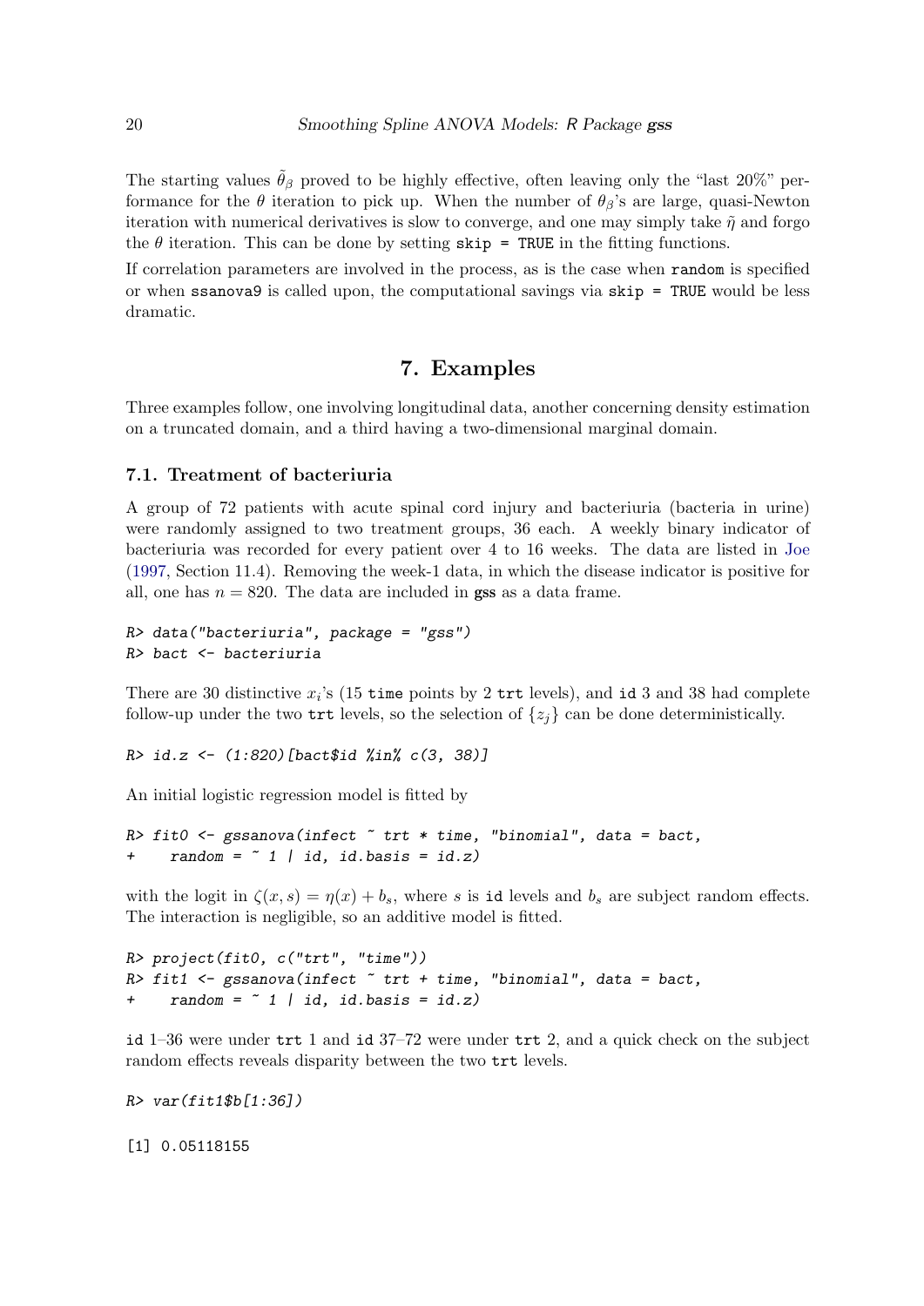The starting values $\tilde{\theta}_\beta$ proved to be highly effective, often leaving only the "last 20%" performance for the $\theta$ iteration to pick up. When the number of $\theta_\beta$'s are large, quasi-Newton iteration with numerical derivatives is slow to converge, and one may simply take $\tilde{\eta}$ and forgo the $\theta$ iteration. This can be done by setting `skip = TRUE` in the fitting functions.

If correlation parameters are involved in the process, as is the case when `random` is specified or when `ssanova9` is called upon, the computational savings via `skip = TRUE` would be less dramatic.

## 7. Examples

Three examples follow, one involving longitudinal data, another concerning density estimation on a truncated domain, and a third having a two-dimensional marginal domain.

### 7.1. Treatment of bacteriuria

A group of 72 patients with acute spinal cord injury and bacteriuria (bacteria in urine) were randomly assigned to two treatment groups, 36 each. A weekly binary indicator of bacteriuria was recorded for every patient over 4 to 16 weeks. The data are listed in Joe (1997, Section 11.4). Removing the week-1 data, in which the disease indicator is positive for all, one has $n = 820$. The data are included in **gss** as a data frame.

```
R> data("bacteriuria", package = "gss")
R> bact <- bacteriuria
```

There are 30 distinctive $x_i$'s (15 `time` points by 2 `trt` levels), and `id` 3 and 38 had complete follow-up under the two `trt` levels, so the selection of $\{z_j\}$ can be done deterministically.

```
R> id.z <- (1:820)[bact$id %in% c(3, 38)]
```

An initial logistic regression model is fitted by

```
R> fit0 <- gssanova(infect ~ trt * time, "binomial", data = bact,
+    random = ~ 1 | id, id.basis = id.z)
```

with the logit in $\zeta(x, s) = \eta(x) + b_s$, where $s$ is `id` levels and $b_s$ are subject random effects. The interaction is negligible, so an additive model is fitted.

```
R> project(fit0, c("trt", "time"))
R> fit1 <- gssanova(infect ~ trt + time, "binomial", data = bact,
+    random = ~ 1 | id, id.basis = id.z)
```

`id` 1–36 were under `trt` 1 and `id` 37–72 were under `trt` 2, and a quick check on the subject random effects reveals disparity between the two `trt` levels.

```
R> var(fit1$b[1:36])

[1] 0.05118155
```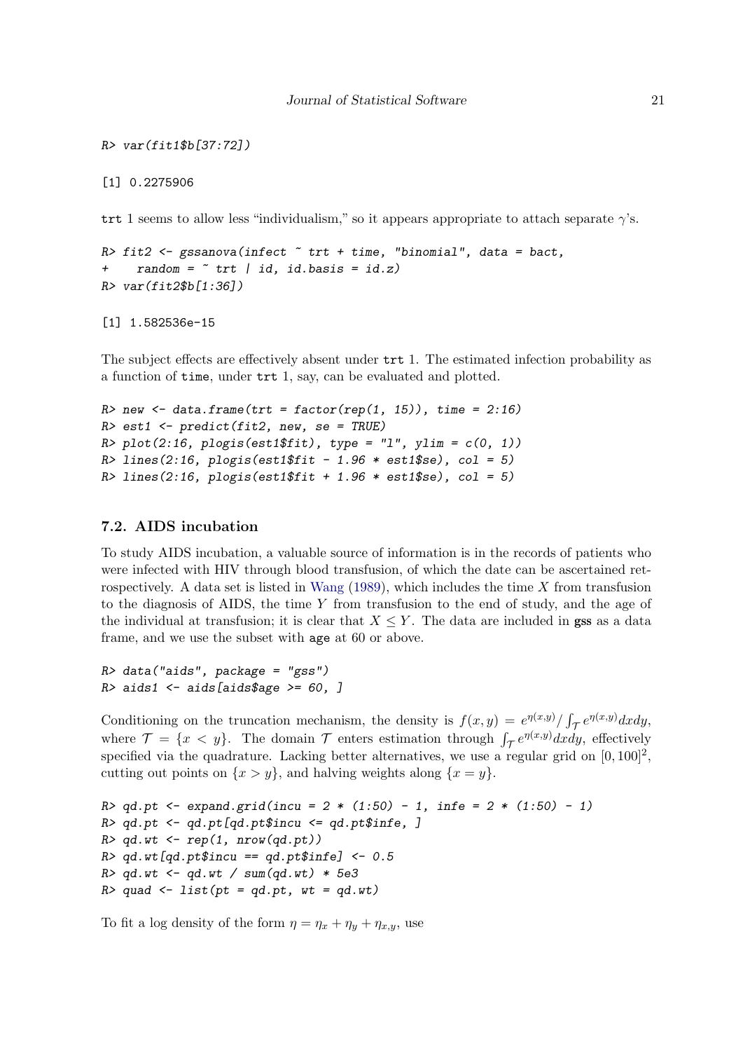```
R> var(fit1$b[37:72])
```

```
[1] 0.2275906
```

trt 1 seems to allow less "individualism," so it appears appropriate to attach separate $\gamma$'s.

```
R> fit2 <- gssanova(infect ~ trt + time, "binomial", data = bact,
+     random = ~ trt | id, id.basis = id.z)
R> var(fit2$b[1:36])
```

```
[1] 1.582536e-15
```

The subject effects are effectively absent under trt 1. The estimated infection probability as a function of time, under trt 1, say, can be evaluated and plotted.

```
R> new <- data.frame(trt = factor(rep(1, 15)), time = 2:16)
R> est1 <- predict(fit2, new, se = TRUE)
R> plot(2:16, plogis(est1$fit), type = "l", ylim = c(0, 1))
R> lines(2:16, plogis(est1$fit - 1.96 * est1$se), col = 5)
R> lines(2:16, plogis(est1$fit + 1.96 * est1$se), col = 5)
```

### 7.2. AIDS incubation

To study AIDS incubation, a valuable source of information is in the records of patients who were infected with HIV through blood transfusion, of which the date can be ascertained retrospectively. A data set is listed in Wang (1989), which includes the time $X$ from transfusion to the diagnosis of AIDS, the time $Y$ from transfusion to the end of study, and the age of the individual at transfusion; it is clear that $X \leq Y$. The data are included in **gss** as a data frame, and we use the subset with age at 60 or above.

```
R> data("aids", package = "gss")
R> aids1 <- aids[aids$age >= 60, ]
```

Conditioning on the truncation mechanism, the density is $f(x,y) = e^{\eta(x,y)} / \int_{\mathcal{T}} e^{\eta(x,y)} dx dy$, where $\mathcal{T} = \{x < y\}$. The domain $\mathcal{T}$ enters estimation through $\int_{\mathcal{T}} e^{\eta(x,y)} dx dy$, effectively specified via the quadrature. Lacking better alternatives, we use a regular grid on $[0, 100]^2$, cutting out points on $\{x > y\}$, and halving weights along $\{x = y\}$.

```
R> qd.pt <- expand.grid(incu = 2 * (1:50) - 1, infe = 2 * (1:50) - 1)
R> qd.pt <- qd.pt[qd.pt$incu <= qd.pt$infe, ]
R> qd.wt <- rep(1, nrow(qd.pt))
R> qd.wt[qd.pt$incu == qd.pt$infe] <- 0.5
R> qd.wt <- qd.wt / sum(qd.wt) * 5e3
R> quad <- list(pt = qd.pt, wt = qd.wt)
```

To fit a log density of the form $\eta = \eta_x + \eta_y + \eta_{x,y}$, use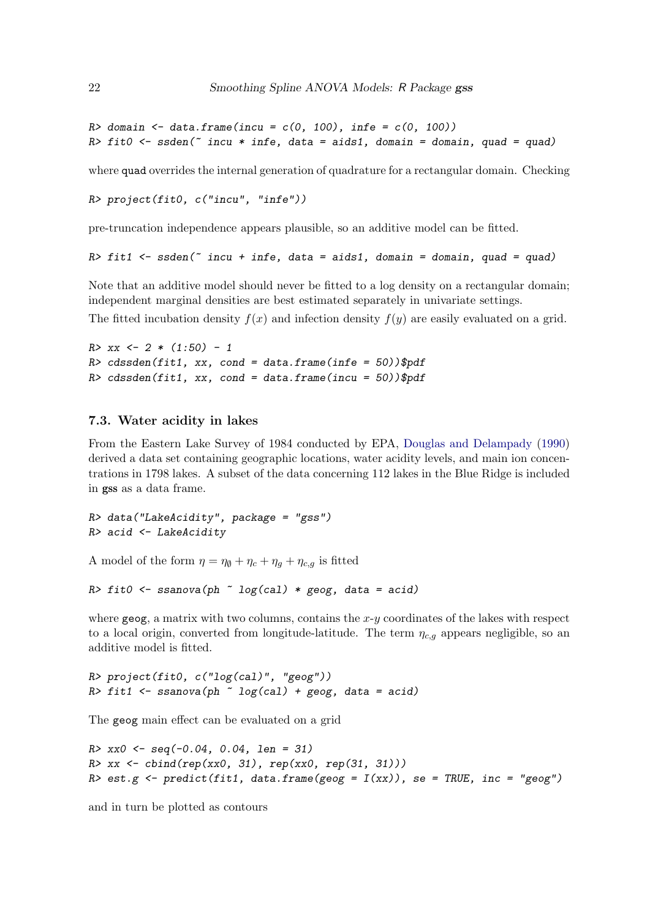```
R> domain <- data.frame(incu = c(0, 100), infe = c(0, 100))
R> fit0 <- ssden(~ incu * infe, data = aids1, domain = domain, quad = quad)
```

where quad overrides the internal generation of quadrature for a rectangular domain. Checking

```
R> project(fit0, c("incu", "infe"))
```

pre-truncation independence appears plausible, so an additive model can be fitted.

```
R> fit1 <- ssden(~ incu + infe, data = aids1, domain = domain, quad = quad)
```

Note that an additive model should never be fitted to a log density on a rectangular domain; independent marginal densities are best estimated separately in univariate settings.

The fitted incubation density $f(x)$ and infection density $f(y)$ are easily evaluated on a grid.

```
R> xx <- 2 * (1:50) - 1
R> cdssden(fit1, xx, cond = data.frame(infe = 50))$pdf
R> cdssden(fit1, xx, cond = data.frame(incu = 50))$pdf
```

### 7.3. Water acidity in lakes

From the Eastern Lake Survey of 1984 conducted by EPA, Douglas and Delampady (1990) derived a data set containing geographic locations, water acidity levels, and main ion concentrations in 1798 lakes. A subset of the data concerning 112 lakes in the Blue Ridge is included in **gss** as a data frame.

```
R> data("LakeAcidity", package = "gss")
R> acid <- LakeAcidity
```

A model of the form $\eta = \eta_\emptyset + \eta_c + \eta_g + \eta_{c,g}$ is fitted

```
R> fit0 <- ssanova(ph ~ log(cal) * geog, data = acid)
```

where geog, a matrix with two columns, contains the $x$-$y$ coordinates of the lakes with respect to a local origin, converted from longitude-latitude. The term $\eta_{c,g}$ appears negligible, so an additive model is fitted.

```
R> project(fit0, c("log(cal)", "geog"))
R> fit1 <- ssanova(ph ~ log(cal) + geog, data = acid)
```

The geog main effect can be evaluated on a grid

```
R> xx0 <- seq(-0.04, 0.04, len = 31)
R> xx <- cbind(rep(xx0, 31), rep(xx0, rep(31, 31)))
R> est.g <- predict(fit1, data.frame(geog = I(xx)), se = TRUE, inc = "geog")
```

and in turn be plotted as contours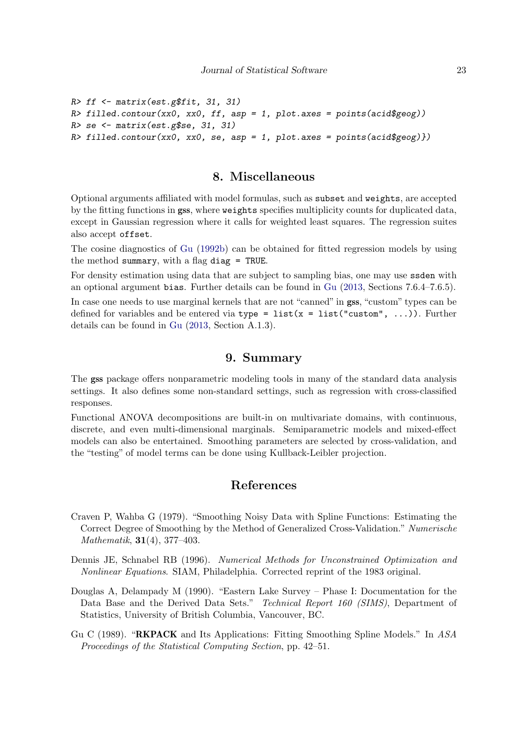```
R> ff <- matrix(est.g$fit, 31, 31)
R> filled.contour(xx0, xx0, ff, asp = 1, plot.axes = points(acid$geog))
R> se <- matrix(est.g$se, 31, 31)
R> filled.contour(xx0, xx0, se, asp = 1, plot.axes = points(acid$geog)})
```

## 8. Miscellaneous

Optional arguments affiliated with model formulas, such as `subset` and `weights`, are accepted by the fitting functions in **gss**, where `weights` specifies multiplicity counts for duplicated data, except in Gaussian regression where it calls for weighted least squares. The regression suites also accept `offset`.

The cosine diagnostics of Gu (1992b) can be obtained for fitted regression models by using the method `summary`, with a flag `diag = TRUE`.

For density estimation using data that are subject to sampling bias, one may use `ssden` with an optional argument `bias`. Further details can be found in Gu (2013, Sections 7.6.4–7.6.5).

In case one needs to use marginal kernels that are not "canned" in **gss**, "custom" types can be defined for variables and be entered via `type = list(x = list("custom", ...))`. Further details can be found in Gu (2013, Section A.1.3).

## 9. Summary

The **gss** package offers nonparametric modeling tools in many of the standard data analysis settings. It also defines some non-standard settings, such as regression with cross-classified responses.

Functional ANOVA decompositions are built-in on multivariate domains, with continuous, discrete, and even multi-dimensional marginals. Semiparametric models and mixed-effect models can also be entertained. Smoothing parameters are selected by cross-validation, and the "testing" of model terms can be done using Kullback-Leibler projection.

## References

Craven P, Wahba G (1979). "Smoothing Noisy Data with Spline Functions: Estimating the Correct Degree of Smoothing by the Method of Generalized Cross-Validation." *Numerische Mathematik*, **31**(4), 377–403.

Dennis JE, Schnabel RB (1996). *Numerical Methods for Unconstrained Optimization and Nonlinear Equations*. SIAM, Philadelphia. Corrected reprint of the 1983 original.

Douglas A, Delampady M (1990). "Eastern Lake Survey – Phase I: Documentation for the Data Base and the Derived Data Sets." *Technical Report 160 (SIMS)*, Department of Statistics, University of British Columbia, Vancouver, BC.

Gu C (1989). "**RKPACK** and Its Applications: Fitting Smoothing Spline Models." In *ASA Proceedings of the Statistical Computing Section*, pp. 42–51.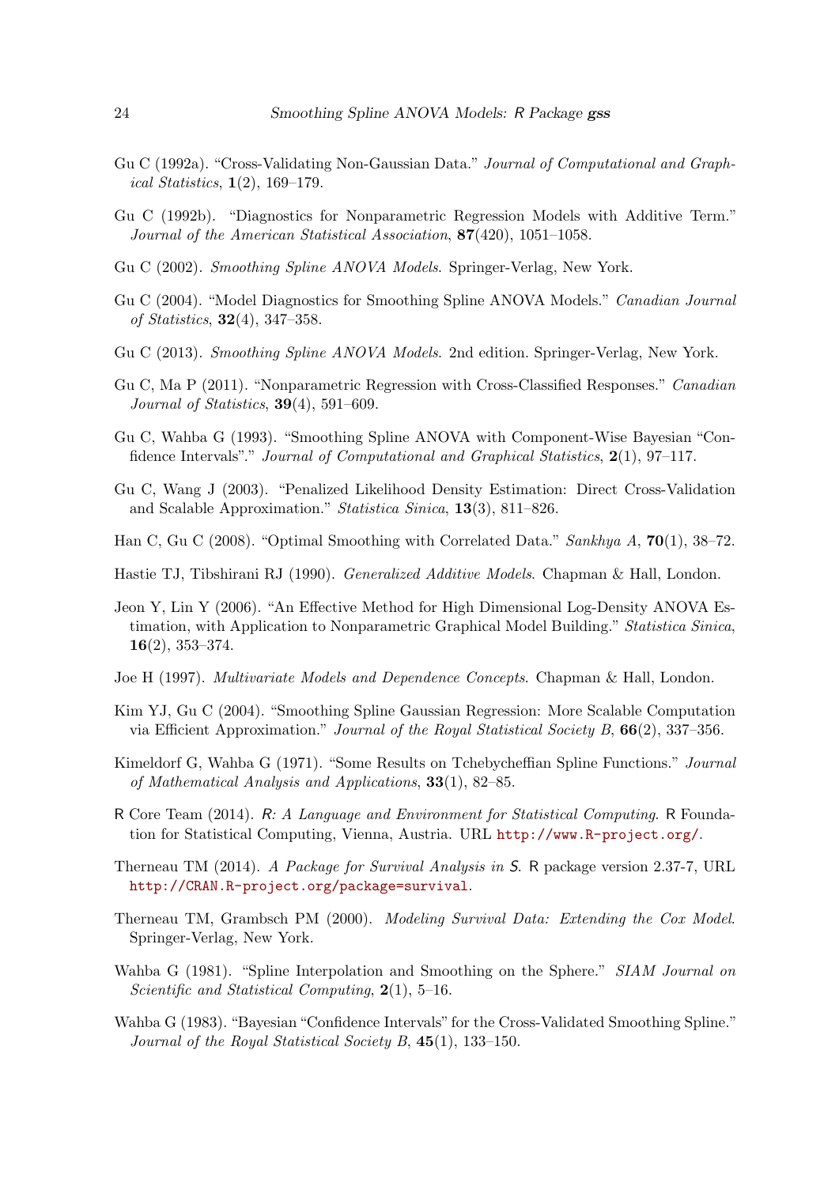Gu C (1992a). "Cross-Validating Non-Gaussian Data." *Journal of Computational and Graphical Statistics*, **1**(2), 169–179.

Gu C (1992b). "Diagnostics for Nonparametric Regression Models with Additive Term." *Journal of the American Statistical Association*, **87**(420), 1051–1058.

Gu C (2002). *Smoothing Spline ANOVA Models*. Springer-Verlag, New York.

Gu C (2004). "Model Diagnostics for Smoothing Spline ANOVA Models." *Canadian Journal of Statistics*, **32**(4), 347–358.

Gu C (2013). *Smoothing Spline ANOVA Models*. 2nd edition. Springer-Verlag, New York.

Gu C, Ma P (2011). "Nonparametric Regression with Cross-Classified Responses." *Canadian Journal of Statistics*, **39**(4), 591–609.

Gu C, Wahba G (1993). "Smoothing Spline ANOVA with Component-Wise Bayesian "Confidence Intervals"." *Journal of Computational and Graphical Statistics*, **2**(1), 97–117.

Gu C, Wang J (2003). "Penalized Likelihood Density Estimation: Direct Cross-Validation and Scalable Approximation." *Statistica Sinica*, **13**(3), 811–826.

Han C, Gu C (2008). "Optimal Smoothing with Correlated Data." *Sankhya A*, **70**(1), 38–72.

Hastie TJ, Tibshirani RJ (1990). *Generalized Additive Models*. Chapman & Hall, London.

Jeon Y, Lin Y (2006). "An Effective Method for High Dimensional Log-Density ANOVA Estimation, with Application to Nonparametric Graphical Model Building." *Statistica Sinica*, **16**(2), 353–374.

Joe H (1997). *Multivariate Models and Dependence Concepts*. Chapman & Hall, London.

Kim YJ, Gu C (2004). "Smoothing Spline Gaussian Regression: More Scalable Computation via Efficient Approximation." *Journal of the Royal Statistical Society B*, **66**(2), 337–356.

Kimeldorf G, Wahba G (1971). "Some Results on Tchebycheffian Spline Functions." *Journal of Mathematical Analysis and Applications*, **33**(1), 82–85.

R Core Team (2014). *R: A Language and Environment for Statistical Computing*. R Foundation for Statistical Computing, Vienna, Austria. URL http://www.R-project.org/.

Therneau TM (2014). *A Package for Survival Analysis in S*. R package version 2.37-7, URL http://CRAN.R-project.org/package=survival.

Therneau TM, Grambsch PM (2000). *Modeling Survival Data: Extending the Cox Model*. Springer-Verlag, New York.

Wahba G (1981). "Spline Interpolation and Smoothing on the Sphere." *SIAM Journal on Scientific and Statistical Computing*, **2**(1), 5–16.

Wahba G (1983). "Bayesian "Confidence Intervals" for the Cross-Validated Smoothing Spline." *Journal of the Royal Statistical Society B*, **45**(1), 133–150.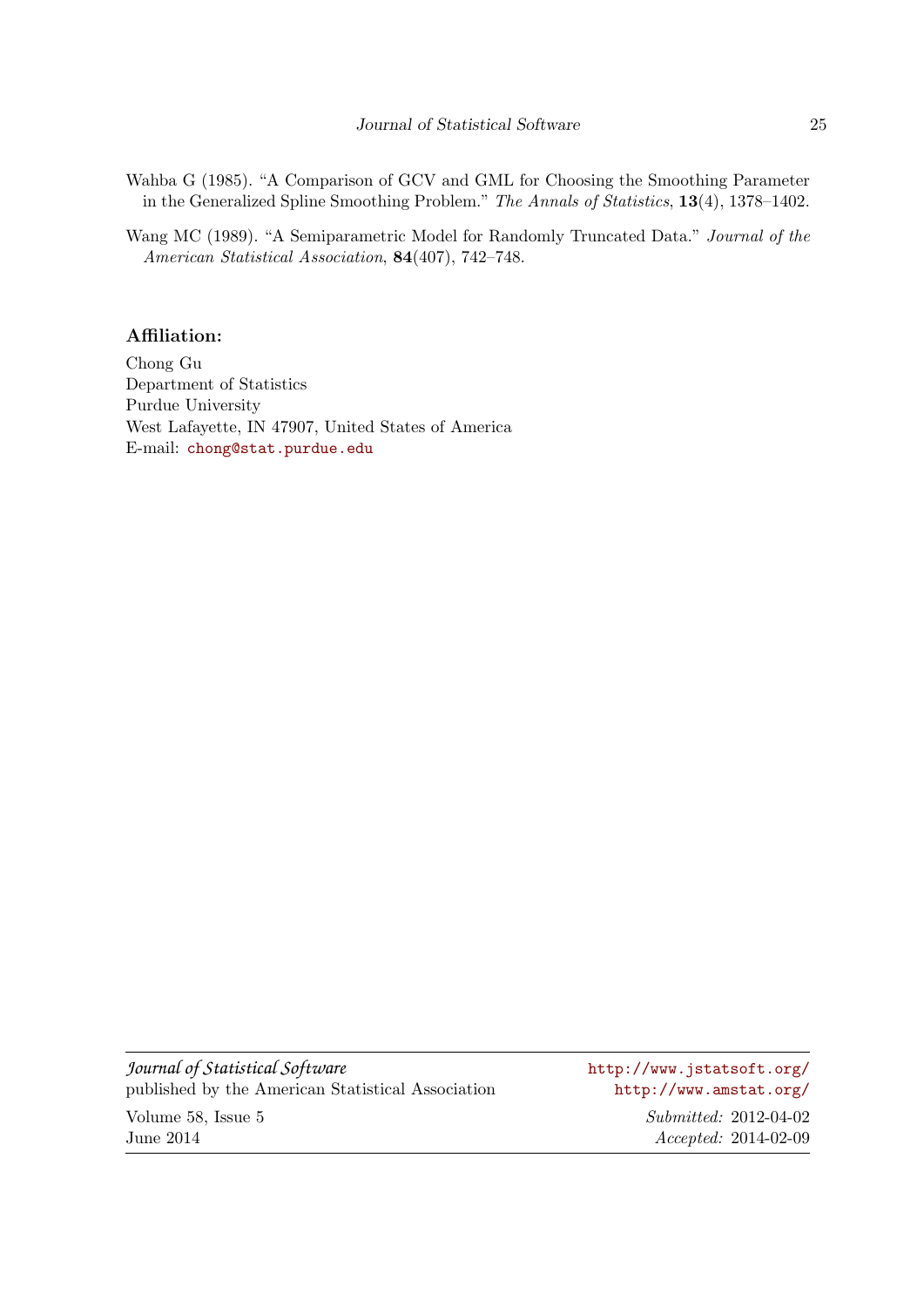Wahba G (1985). "A Comparison of GCV and GML for Choosing the Smoothing Parameter in the Generalized Spline Smoothing Problem." *The Annals of Statistics*, **13**(4), 1378–1402.

Wang MC (1989). "A Semiparametric Model for Randomly Truncated Data." *Journal of the American Statistical Association*, **84**(407), 742–748.

### Affiliation:

Chong Gu
Department of Statistics
Purdue University
West Lafayette, IN 47907, United States of America
E-mail: chong@stat.purdue.edu

*Journal of Statistical Software* http://www.jstatsoft.org/
published by the American Statistical Association http://www.amstat.org/
Volume 58, Issue 5 *Submitted:* 2012-04-02
June 2014 *Accepted:* 2014-02-09